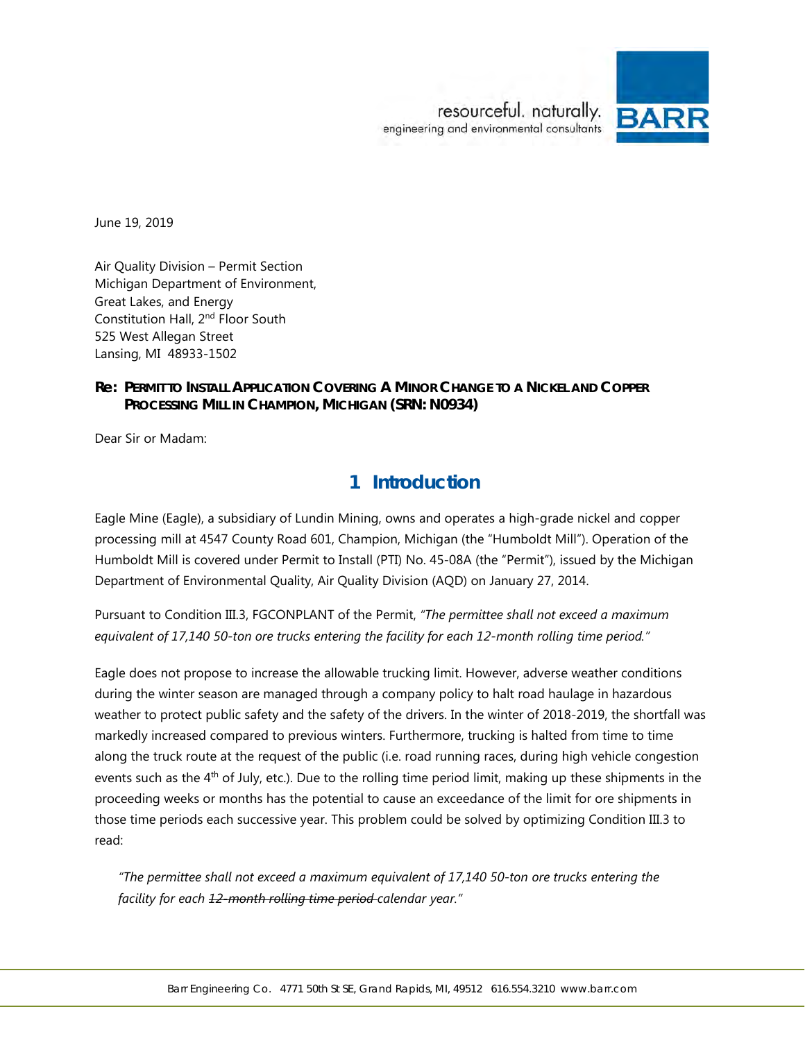June 19, 2019

Air Quality Division – Permit Section
Michigan Department of Environment,
Great Lakes, and Energy
Constitution Hall, 2nd Floor South
525 West Allegan Street
Lansing, MI 48933-1502

**Re: PERMIT TO INSTALL APPLICATION COVERING A MINOR CHANGE TO A NICKEL AND COPPER PROCESSING MILL IN CHAMPION, MICHIGAN (SRN: N0934)**

Dear Sir or Madam:

# 1 Introduction

Eagle Mine (Eagle), a subsidiary of Lundin Mining, owns and operates a high-grade nickel and copper processing mill at 4547 County Road 601, Champion, Michigan (the "Humboldt Mill"). Operation of the Humboldt Mill is covered under Permit to Install (PTI) No. 45-08A (the "Permit"), issued by the Michigan Department of Environmental Quality, Air Quality Division (AQD) on January 27, 2014.

Pursuant to Condition III.3, FGCONPLANT of the Permit, *"The permittee shall not exceed a maximum equivalent of 17,140 50-ton ore trucks entering the facility for each 12-month rolling time period."*

Eagle does not propose to increase the allowable trucking limit. However, adverse weather conditions during the winter season are managed through a company policy to halt road haulage in hazardous weather to protect public safety and the safety of the drivers. In the winter of 2018-2019, the shortfall was markedly increased compared to previous winters. Furthermore, trucking is halted from time to time along the truck route at the request of the public (i.e. road running races, during high vehicle congestion events such as the 4th of July, etc.). Due to the rolling time period limit, making up these shipments in the proceeding weeks or months has the potential to cause an exceedance of the limit for ore shipments in those time periods each successive year. This problem could be solved by optimizing Condition III.3 to read:

> *"The permittee shall not exceed a maximum equivalent of 17,140 50-ton ore trucks entering the facility for each ~~12-month rolling time period~~ calendar year."*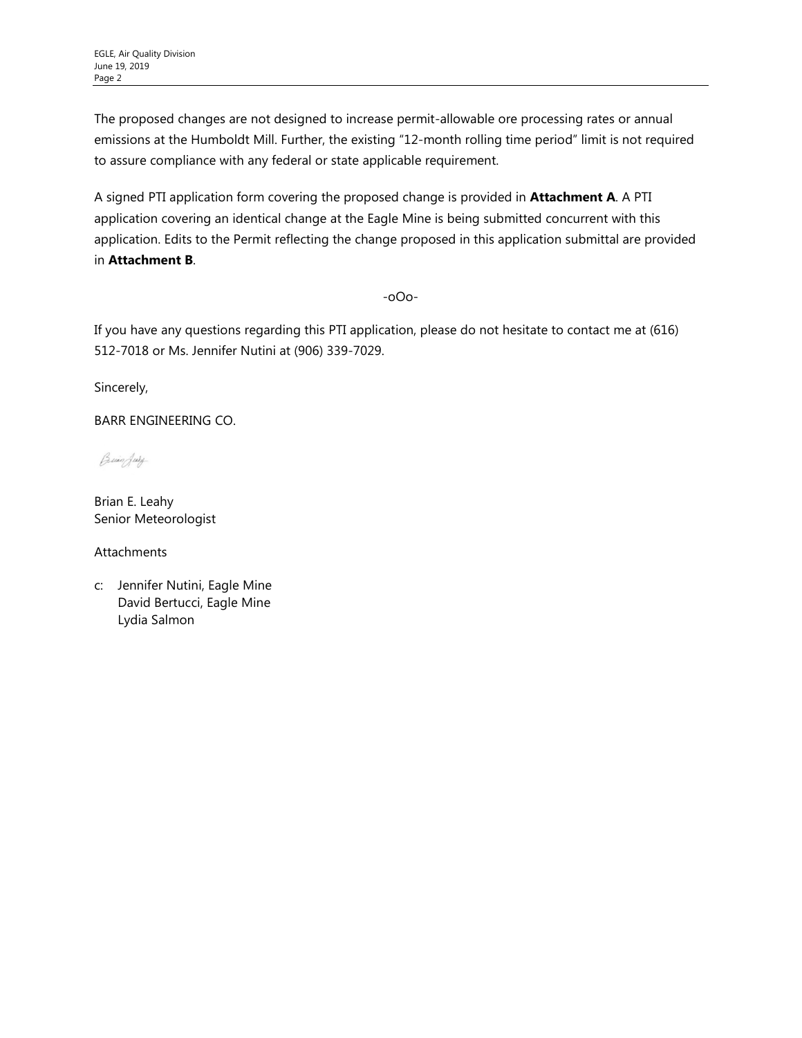The proposed changes are not designed to increase permit-allowable ore processing rates or annual emissions at the Humboldt Mill. Further, the existing "12-month rolling time period" limit is not required to assure compliance with any federal or state applicable requirement.

A signed PTI application form covering the proposed change is provided in **Attachment A**. A PTI application covering an identical change at the Eagle Mine is being submitted concurrent with this application. Edits to the Permit reflecting the change proposed in this application submittal are provided in **Attachment B**.

-oOo-

If you have any questions regarding this PTI application, please do not hesitate to contact me at (616) 512-7018 or Ms. Jennifer Nutini at (906) 339-7029.

Sincerely,

BARR ENGINEERING CO.

Brian E. Leahy
Senior Meteorologist

Attachments

c: Jennifer Nutini, Eagle Mine
David Bertucci, Eagle Mine
Lydia Salmon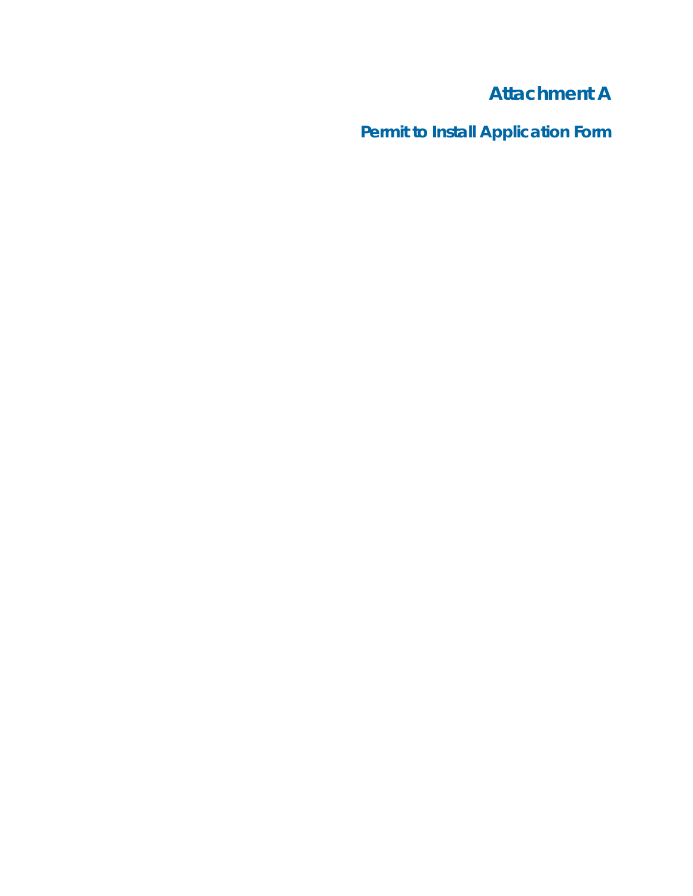# Attachment A

## Permit to Install Application Form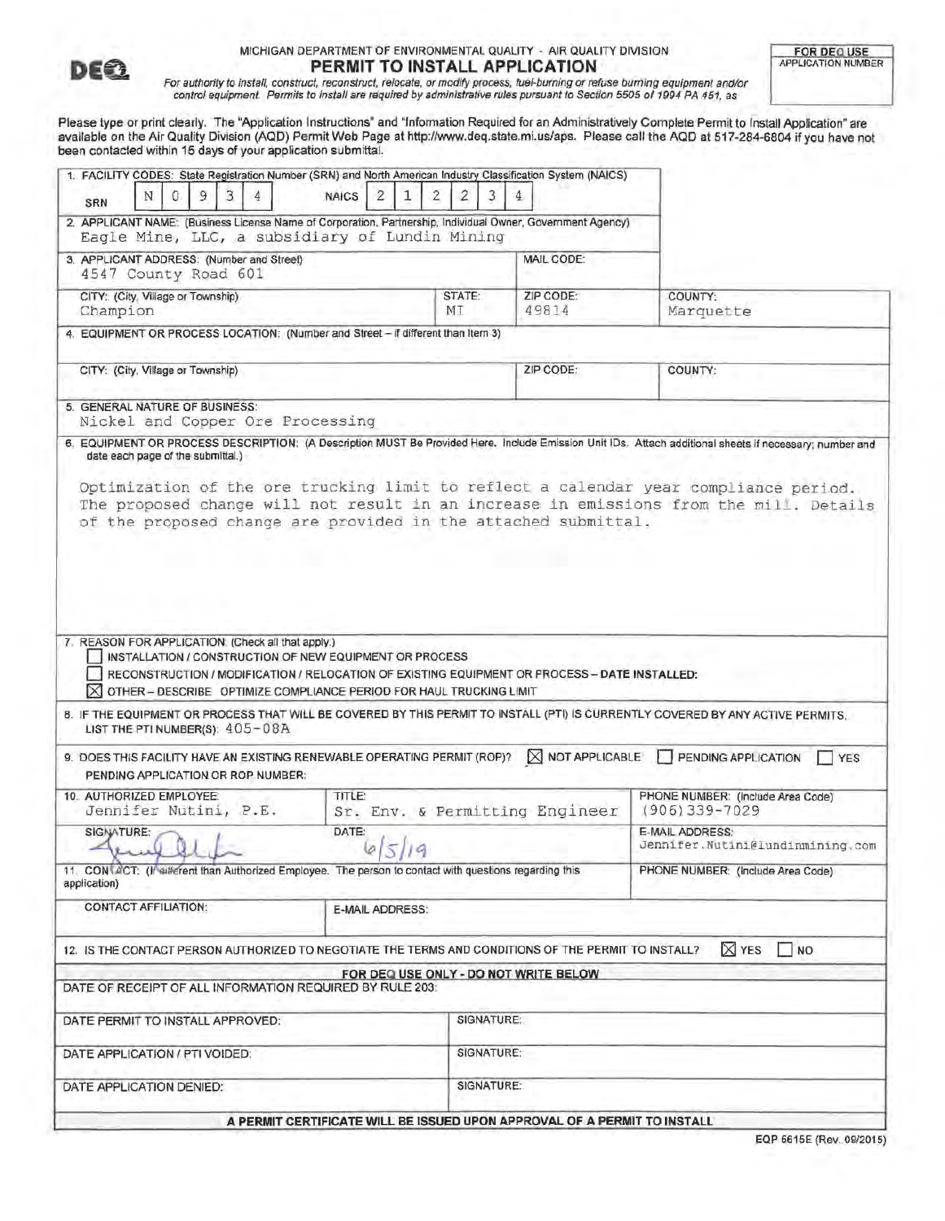MICHIGAN DEPARTMENT OF ENVIRONMENTAL QUALITY - AIR QUALITY DIVISION

# PERMIT TO INSTALL APPLICATION

*For authority to install, construct, reconstruct, relocate, or modify process, fuel-burning or refuse burning equipment and/or control equipment. Permits to install are required by administrative rules pursuant to Section 5505 of 1994 PA 451, as*

**FOR DEQ USE**
APPLICATION NUMBER

Please type or print clearly. The "Application Instructions" and "Information Required for an Administratively Complete Permit to Install Application" are available on the Air Quality Division (AQD) Permit Web Page at http://www.deq.state.mi.us/aps. Please call the AQD at 517-284-6804 if you have not been contacted within 15 days of your application submittal.

1. FACILITY CODES: State Registration Number (SRN) and North American Industry Classification System (NAICS)
   SRN: N0934 NAICS: 212234

2. APPLICANT NAME: (Business License Name of Corporation, Partnership, Individual Owner, Government Agency)
   Eagle Mine, LLC, a subsidiary of Lundin Mining

3. APPLICANT ADDRESS: (Number and Street)
   4547 County Road 601
   MAIL CODE:

| CITY: (City, Village or Township) | STATE: | ZIP CODE: | COUNTY: |
|---|---|---|---|
| Champion | MI | 49814 | Marquette |

4. EQUIPMENT OR PROCESS LOCATION: (Number and Street – if different than Item 3)

| CITY: (City, Village or Township) | ZIP CODE: | COUNTY: |
|---|---|---|
| | | |

5. GENERAL NATURE OF BUSINESS:
   Nickel and Copper Ore Processing

6. EQUIPMENT OR PROCESS DESCRIPTION: (A Description MUST Be Provided Here. Include Emission Unit IDs. Attach additional sheets if necessary; number and date each page of the submittal.)

   Optimization of the ore trucking limit to reflect a calendar year compliance period. The proposed change will not result in an increase in emissions from the mill. Details of the proposed change are provided in the attached submittal.

7. REASON FOR APPLICATION: (Check all that apply.)
   - ☐ INSTALLATION / CONSTRUCTION OF NEW EQUIPMENT OR PROCESS
   - ☐ RECONSTRUCTION / MODIFICATION / RELOCATION OF EXISTING EQUIPMENT OR PROCESS – DATE INSTALLED:
   - ☒ OTHER – DESCRIBE: OPTIMIZE COMPLIANCE PERIOD FOR HAUL TRUCKING LIMIT

8. IF THE EQUIPMENT OR PROCESS THAT WILL BE COVERED BY THIS PERMIT TO INSTALL (PTI) IS CURRENTLY COVERED BY ANY ACTIVE PERMITS, LIST THE PTI NUMBER(S): 405-08A

9. DOES THIS FACILITY HAVE AN EXISTING RENEWABLE OPERATING PERMIT (ROP)? ☒ NOT APPLICABLE ☐ PENDING APPLICATION ☐ YES
   PENDING APPLICATION OR ROP NUMBER:

| 10. AUTHORIZED EMPLOYEE: | TITLE: | PHONE NUMBER: (Include Area Code) |
|---|---|---|
| Jennifer Nutini, P.E. | Sr. Env. & Permitting Engineer | (906)339-7029 |
| SIGNATURE: [signature] | DATE: 6/5/19 | E-MAIL ADDRESS: Jennifer.Nutini@lundinmining.com |

| 11. CONTACT: (If different than Authorized Employee. The person to contact with questions regarding this application) | | PHONE NUMBER: (Include Area Code) |
|---|---|---|
| CONTACT AFFILIATION: | E-MAIL ADDRESS: | |

12. IS THE CONTACT PERSON AUTHORIZED TO NEGOTIATE THE TERMS AND CONDITIONS OF THE PERMIT TO INSTALL? ☒ YES ☐ NO

**FOR DEQ USE ONLY - DO NOT WRITE BELOW**

| DATE OF RECEIPT OF ALL INFORMATION REQUIRED BY RULE 203: | |
|---|---|
| DATE PERMIT TO INSTALL APPROVED: | SIGNATURE: |
| DATE APPLICATION / PTI VOIDED: | SIGNATURE: |
| DATE APPLICATION DENIED: | SIGNATURE: |

**A PERMIT CERTIFICATE WILL BE ISSUED UPON APPROVAL OF A PERMIT TO INSTALL**

EQP 5615E (Rev. 09/2015)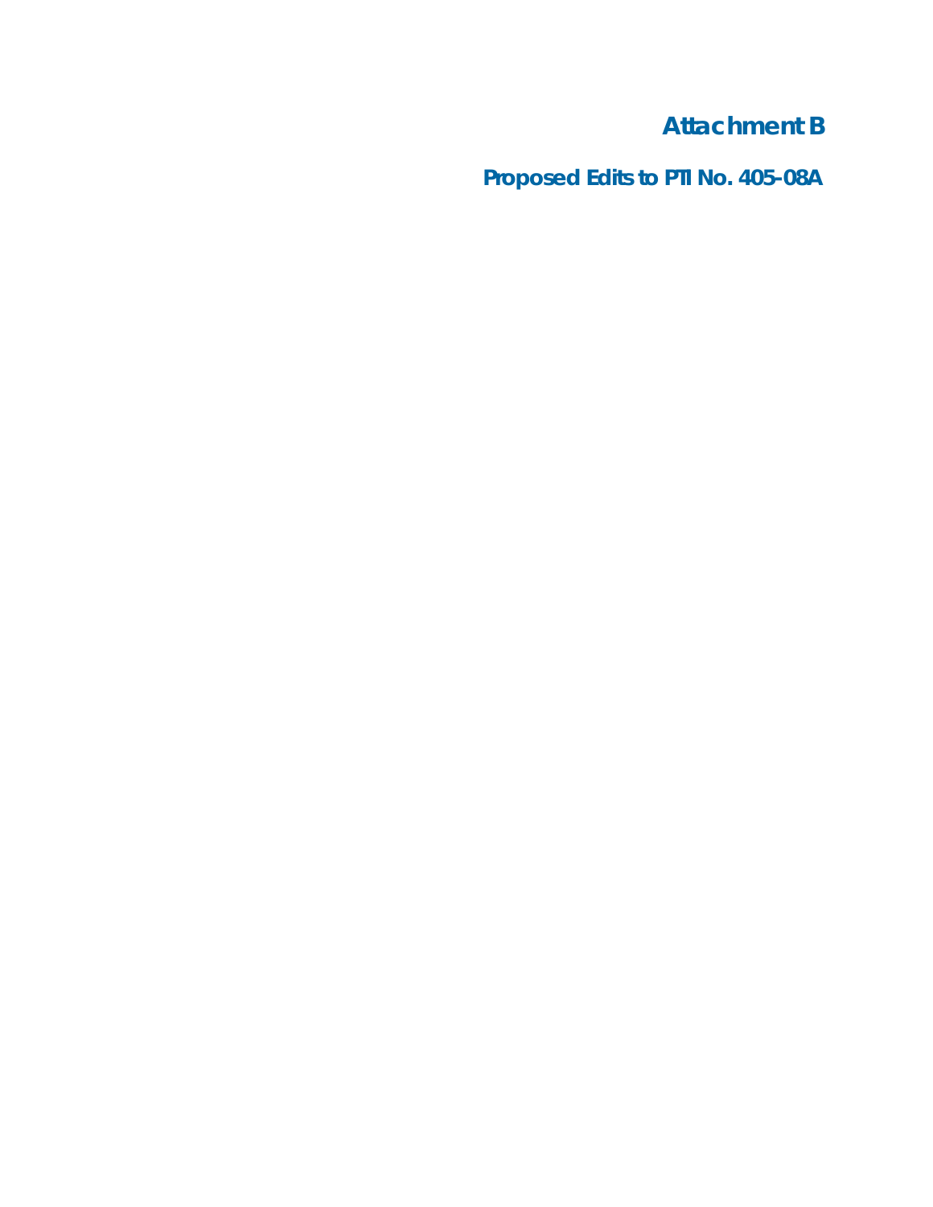# Attachment B

## Proposed Edits to PTI No. 405-08A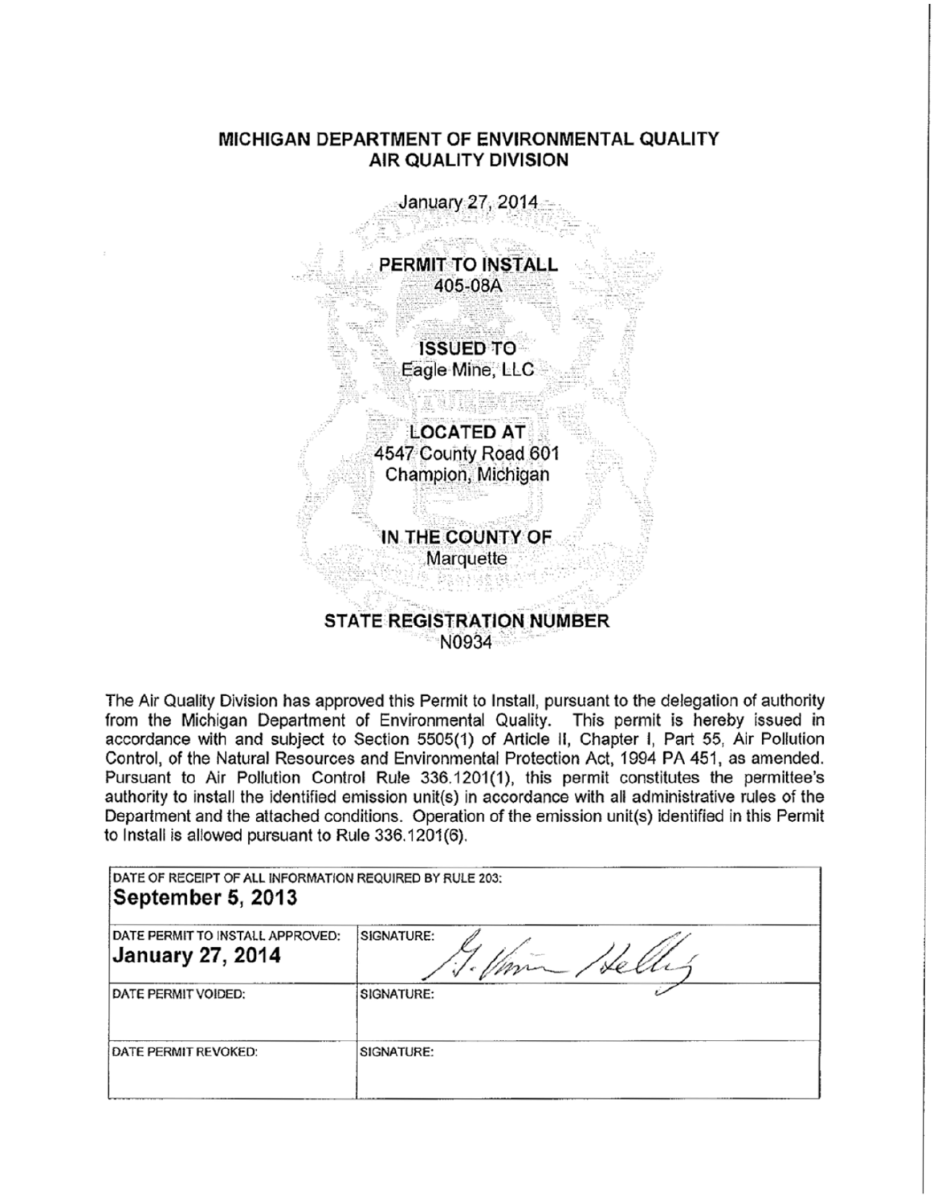# MICHIGAN DEPARTMENT OF ENVIRONMENTAL QUALITY
# AIR QUALITY DIVISION

January 27, 2014

**PERMIT TO INSTALL**
405-08A

**ISSUED TO**
Eagle Mine, LLC

**LOCATED AT**
4547 County Road 601
Champion, Michigan

**IN THE COUNTY OF**
Marquette

**STATE REGISTRATION NUMBER**
N0934

The Air Quality Division has approved this Permit to Install, pursuant to the delegation of authority from the Michigan Department of Environmental Quality. This permit is hereby issued in accordance with and subject to Section 5505(1) of Article II, Chapter I, Part 55, Air Pollution Control, of the Natural Resources and Environmental Protection Act, 1994 PA 451, as amended. Pursuant to Air Pollution Control Rule 336.1201(1), this permit constitutes the permittee's authority to install the identified emission unit(s) in accordance with all administrative rules of the Department and the attached conditions. Operation of the emission unit(s) identified in this Permit to Install is allowed pursuant to Rule 336.1201(6).

| DATE OF RECEIPT OF ALL INFORMATION REQUIRED BY RULE 203: **September 5, 2013** | |
|---|---|
| DATE PERMIT TO INSTALL APPROVED: **January 27, 2014** | SIGNATURE: G. Vinson Hellwig |
| DATE PERMIT VOIDED: | SIGNATURE: |
| DATE PERMIT REVOKED: | SIGNATURE: |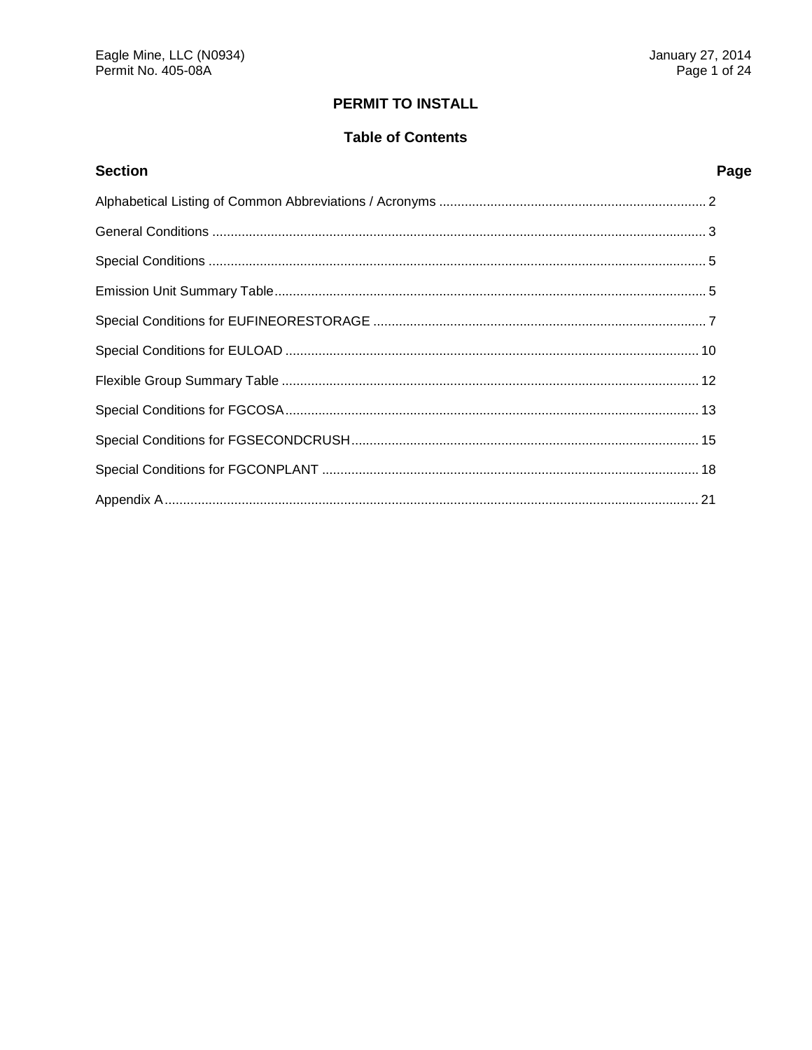# PERMIT TO INSTALL

## Table of Contents

| Section | Page |
| --- | --- |
| Alphabetical Listing of Common Abbreviations / Acronyms | 2 |
| General Conditions | 3 |
| Special Conditions | 5 |
| Emission Unit Summary Table | 5 |
| Special Conditions for EUFINEORESTORAGE | 7 |
| Special Conditions for EULOAD | 10 |
| Flexible Group Summary Table | 12 |
| Special Conditions for FGCOSA | 13 |
| Special Conditions for FGSECONDCRUSH | 15 |
| Special Conditions for FGCONPLANT | 18 |
| Appendix A | 21 |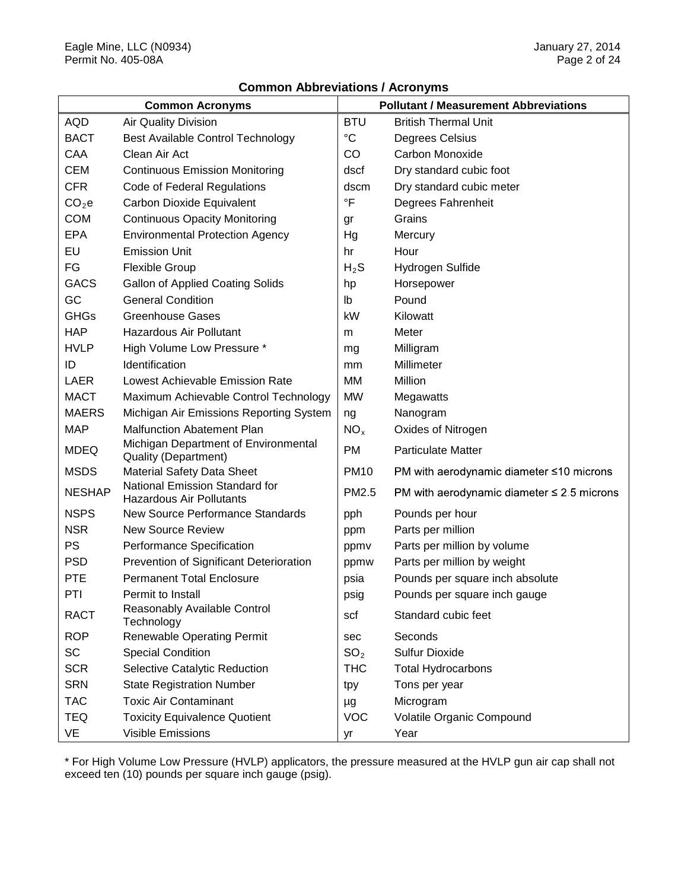## Common Abbreviations / Acronyms

| Common Acronyms | | Pollutant / Measurement Abbreviations | |
|---|---|---|---|
| AQD | Air Quality Division | BTU | British Thermal Unit |
| BACT | Best Available Control Technology | °C | Degrees Celsius |
| CAA | Clean Air Act | CO | Carbon Monoxide |
| CEM | Continuous Emission Monitoring | dscf | Dry standard cubic foot |
| CFR | Code of Federal Regulations | dscm | Dry standard cubic meter |
| $CO_2e$ | Carbon Dioxide Equivalent | °F | Degrees Fahrenheit |
| COM | Continuous Opacity Monitoring | gr | Grains |
| EPA | Environmental Protection Agency | Hg | Mercury |
| EU | Emission Unit | hr | Hour |
| FG | Flexible Group | $H_2S$ | Hydrogen Sulfide |
| GACS | Gallon of Applied Coating Solids | hp | Horsepower |
| GC | General Condition | lb | Pound |
| GHGs | Greenhouse Gases | kW | Kilowatt |
| HAP | Hazardous Air Pollutant | m | Meter |
| HVLP | High Volume Low Pressure * | mg | Milligram |
| ID | Identification | mm | Millimeter |
| LAER | Lowest Achievable Emission Rate | MM | Million |
| MACT | Maximum Achievable Control Technology | MW | Megawatts |
| MAERS | Michigan Air Emissions Reporting System | ng | Nanogram |
| MAP | Malfunction Abatement Plan | $NO_x$ | Oxides of Nitrogen |
| MDEQ | Michigan Department of Environmental Quality (Department) | PM | Particulate Matter |
| MSDS | Material Safety Data Sheet | PM10 | PM with aerodynamic diameter ≤10 microns |
| NESHAP | National Emission Standard for Hazardous Air Pollutants | PM2.5 | PM with aerodynamic diameter ≤ 2.5 microns |
| NSPS | New Source Performance Standards | pph | Pounds per hour |
| NSR | New Source Review | ppm | Parts per million |
| PS | Performance Specification | ppmv | Parts per million by volume |
| PSD | Prevention of Significant Deterioration | ppmw | Parts per million by weight |
| PTE | Permanent Total Enclosure | psia | Pounds per square inch absolute |
| PTI | Permit to Install | psig | Pounds per square inch gauge |
| RACT | Reasonably Available Control Technology | scf | Standard cubic feet |
| ROP | Renewable Operating Permit | sec | Seconds |
| SC | Special Condition | $SO_2$ | Sulfur Dioxide |
| SCR | Selective Catalytic Reduction | THC | Total Hydrocarbons |
| SRN | State Registration Number | tpy | Tons per year |
| TAC | Toxic Air Contaminant | µg | Microgram |
| TEQ | Toxicity Equivalence Quotient | VOC | Volatile Organic Compound |
| VE | Visible Emissions | yr | Year |

* For High Volume Low Pressure (HVLP) applicators, the pressure measured at the HVLP gun air cap shall not exceed ten (10) pounds per square inch gauge (psig).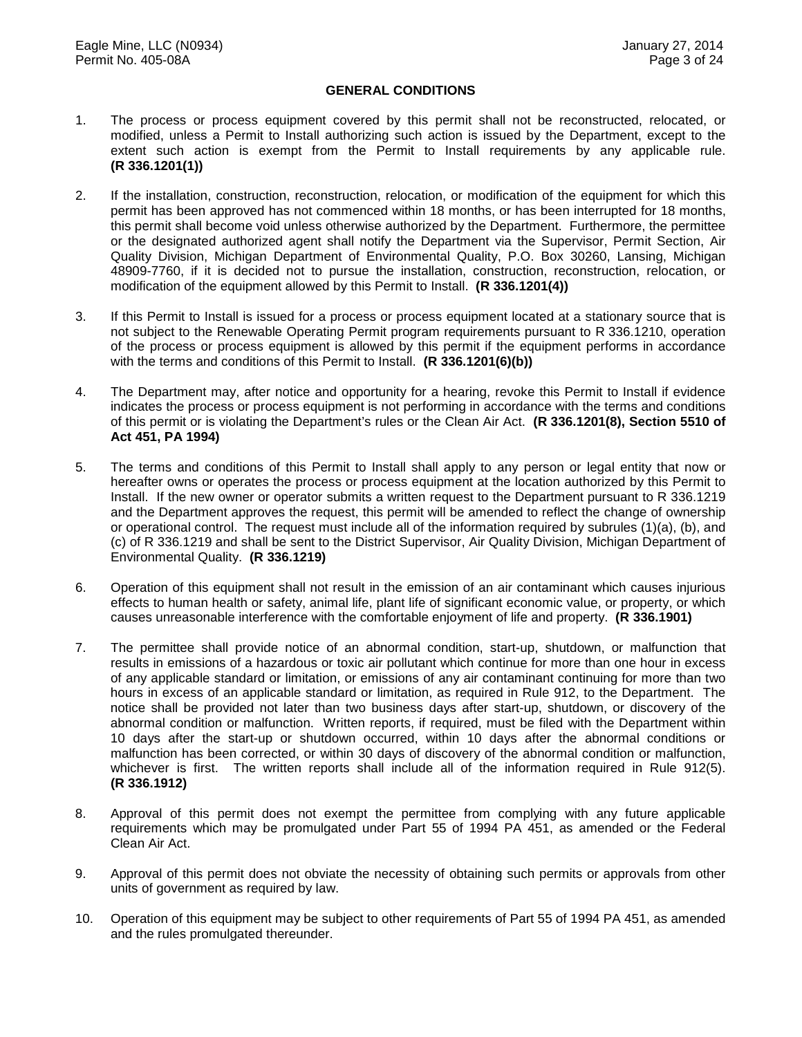## GENERAL CONDITIONS

1. The process or process equipment covered by this permit shall not be reconstructed, relocated, or modified, unless a Permit to Install authorizing such action is issued by the Department, except to the extent such action is exempt from the Permit to Install requirements by any applicable rule. **(R 336.1201(1))**

2. If the installation, construction, reconstruction, relocation, or modification of the equipment for which this permit has been approved has not commenced within 18 months, or has been interrupted for 18 months, this permit shall become void unless otherwise authorized by the Department. Furthermore, the permittee or the designated authorized agent shall notify the Department via the Supervisor, Permit Section, Air Quality Division, Michigan Department of Environmental Quality, P.O. Box 30260, Lansing, Michigan 48909-7760, if it is decided not to pursue the installation, construction, reconstruction, relocation, or modification of the equipment allowed by this Permit to Install. **(R 336.1201(4))**

3. If this Permit to Install is issued for a process or process equipment located at a stationary source that is not subject to the Renewable Operating Permit program requirements pursuant to R 336.1210, operation of the process or process equipment is allowed by this permit if the equipment performs in accordance with the terms and conditions of this Permit to Install. **(R 336.1201(6)(b))**

4. The Department may, after notice and opportunity for a hearing, revoke this Permit to Install if evidence indicates the process or process equipment is not performing in accordance with the terms and conditions of this permit or is violating the Department's rules or the Clean Air Act. **(R 336.1201(8), Section 5510 of Act 451, PA 1994)**

5. The terms and conditions of this Permit to Install shall apply to any person or legal entity that now or hereafter owns or operates the process or process equipment at the location authorized by this Permit to Install. If the new owner or operator submits a written request to the Department pursuant to R 336.1219 and the Department approves the request, this permit will be amended to reflect the change of ownership or operational control. The request must include all of the information required by subrules (1)(a), (b), and (c) of R 336.1219 and shall be sent to the District Supervisor, Air Quality Division, Michigan Department of Environmental Quality. **(R 336.1219)**

6. Operation of this equipment shall not result in the emission of an air contaminant which causes injurious effects to human health or safety, animal life, plant life of significant economic value, or property, or which causes unreasonable interference with the comfortable enjoyment of life and property. **(R 336.1901)**

7. The permittee shall provide notice of an abnormal condition, start-up, shutdown, or malfunction that results in emissions of a hazardous or toxic air pollutant which continue for more than one hour in excess of any applicable standard or limitation, or emissions of any air contaminant continuing for more than two hours in excess of an applicable standard or limitation, as required in Rule 912, to the Department. The notice shall be provided not later than two business days after start-up, shutdown, or discovery of the abnormal condition or malfunction. Written reports, if required, must be filed with the Department within 10 days after the start-up or shutdown occurred, within 10 days after the abnormal conditions or malfunction has been corrected, or within 30 days of discovery of the abnormal condition or malfunction, whichever is first. The written reports shall include all of the information required in Rule 912(5). **(R 336.1912)**

8. Approval of this permit does not exempt the permittee from complying with any future applicable requirements which may be promulgated under Part 55 of 1994 PA 451, as amended or the Federal Clean Air Act.

9. Approval of this permit does not obviate the necessity of obtaining such permits or approvals from other units of government as required by law.

10. Operation of this equipment may be subject to other requirements of Part 55 of 1994 PA 451, as amended and the rules promulgated thereunder.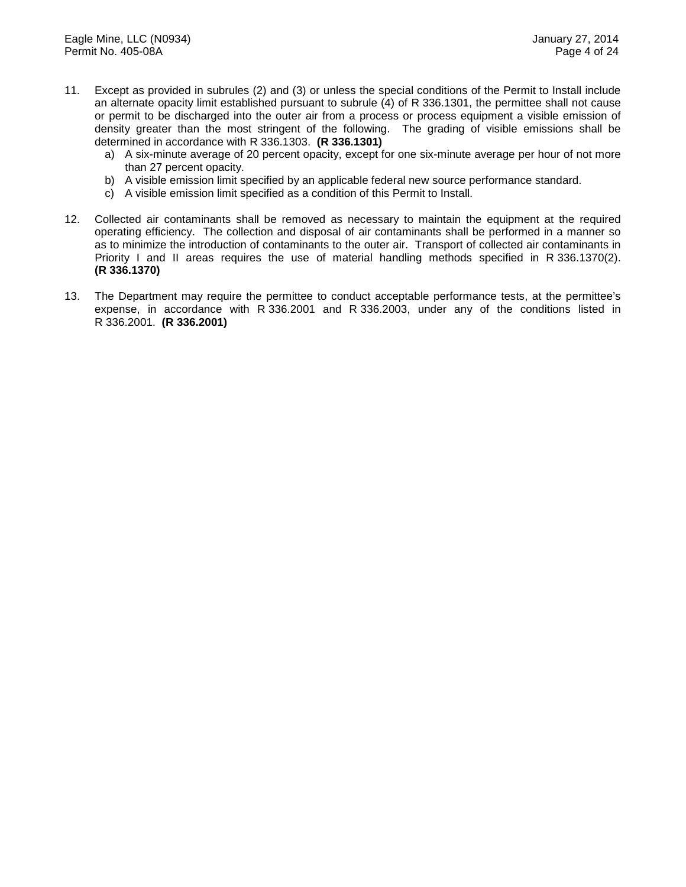11. Except as provided in subrules (2) and (3) or unless the special conditions of the Permit to Install include an alternate opacity limit established pursuant to subrule (4) of R 336.1301, the permittee shall not cause or permit to be discharged into the outer air from a process or process equipment a visible emission of density greater than the most stringent of the following. The grading of visible emissions shall be determined in accordance with R 336.1303. **(R 336.1301)**
    a) A six-minute average of 20 percent opacity, except for one six-minute average per hour of not more than 27 percent opacity.
    b) A visible emission limit specified by an applicable federal new source performance standard.
    c) A visible emission limit specified as a condition of this Permit to Install.

12. Collected air contaminants shall be removed as necessary to maintain the equipment at the required operating efficiency. The collection and disposal of air contaminants shall be performed in a manner so as to minimize the introduction of contaminants to the outer air. Transport of collected air contaminants in Priority I and II areas requires the use of material handling methods specified in R 336.1370(2). **(R 336.1370)**

13. The Department may require the permittee to conduct acceptable performance tests, at the permittee's expense, in accordance with R 336.2001 and R 336.2003, under any of the conditions listed in R 336.2001. **(R 336.2001)**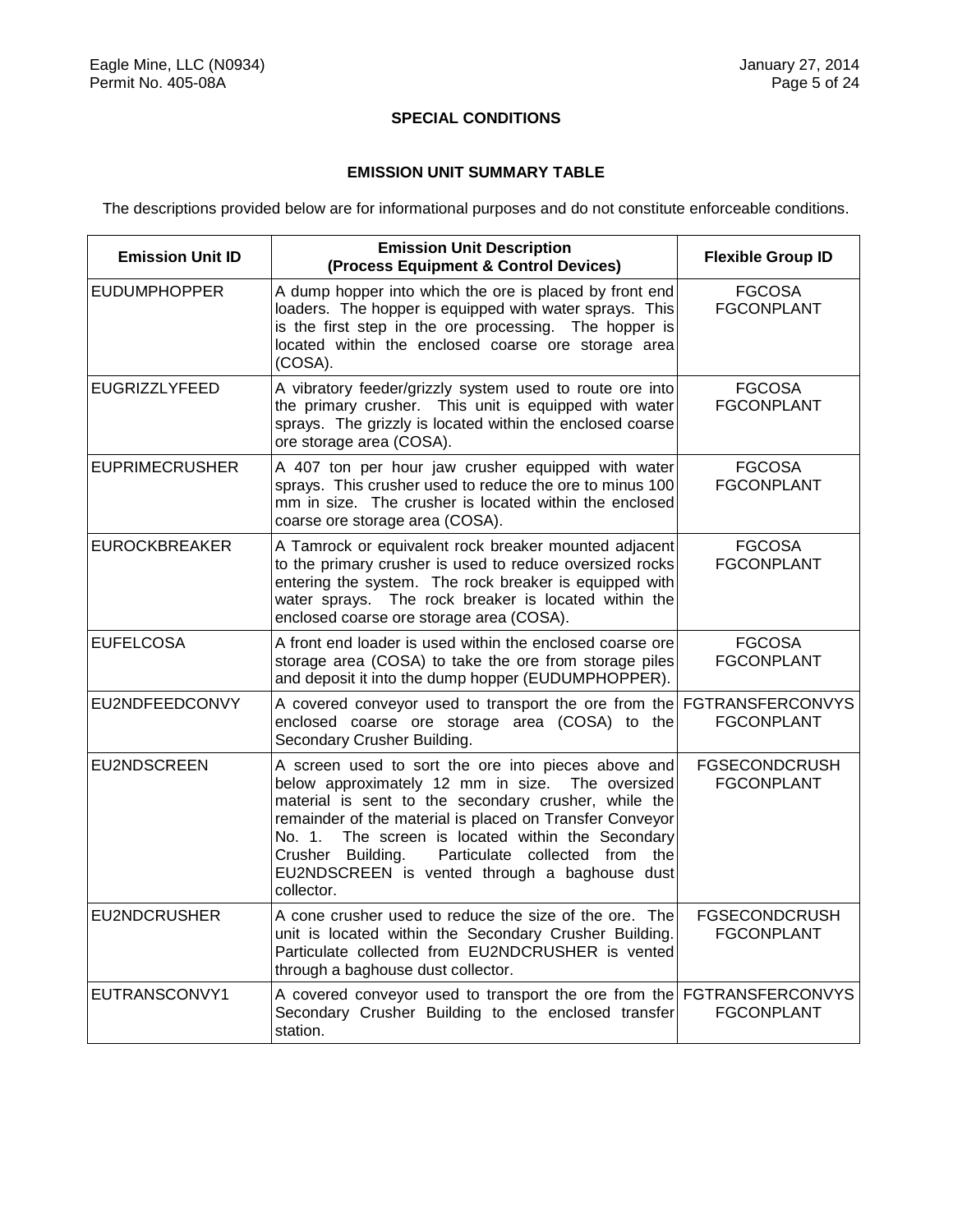## SPECIAL CONDITIONS

### EMISSION UNIT SUMMARY TABLE

The descriptions provided below are for informational purposes and do not constitute enforceable conditions.

| Emission Unit ID | Emission Unit Description (Process Equipment & Control Devices) | Flexible Group ID |
|---|---|---|
| EUDUMPHOPPER | A dump hopper into which the ore is placed by front end loaders. The hopper is equipped with water sprays. This is the first step in the ore processing. The hopper is located within the enclosed coarse ore storage area (COSA). | FGCOSA FGCONPLANT |
| EUGRIZZLYFEED | A vibratory feeder/grizzly system used to route ore into the primary crusher. This unit is equipped with water sprays. The grizzly is located within the enclosed coarse ore storage area (COSA). | FGCOSA FGCONPLANT |
| EUPRIMECRUSHER | A 407 ton per hour jaw crusher equipped with water sprays. This crusher used to reduce the ore to minus 100 mm in size. The crusher is located within the enclosed coarse ore storage area (COSA). | FGCOSA FGCONPLANT |
| EUROCKBREAKER | A Tamrock or equivalent rock breaker mounted adjacent to the primary crusher is used to reduce oversized rocks entering the system. The rock breaker is equipped with water sprays. The rock breaker is located within the enclosed coarse ore storage area (COSA). | FGCOSA FGCONPLANT |
| EUFELCOSA | A front end loader is used within the enclosed coarse ore storage area (COSA) to take the ore from storage piles and deposit it into the dump hopper (EUDUMPHOPPER). | FGCOSA FGCONPLANT |
| EU2NDFEEDCONVY | A covered conveyor used to transport the ore from the enclosed coarse ore storage area (COSA) to the Secondary Crusher Building. | FGTRANSFERCONVYS FGCONPLANT |
| EU2NDSCREEN | A screen used to sort the ore into pieces above and below approximately 12 mm in size. The oversized material is sent to the secondary crusher, while the remainder of the material is placed on Transfer Conveyor No. 1. The screen is located within the Secondary Crusher Building. Particulate collected from the EU2NDSCREEN is vented through a baghouse dust collector. | FGSECONDCRUSH FGCONPLANT |
| EU2NDCRUSHER | A cone crusher used to reduce the size of the ore. The unit is located within the Secondary Crusher Building. Particulate collected from EU2NDCRUSHER is vented through a baghouse dust collector. | FGSECONDCRUSH FGCONPLANT |
| EUTRANSCONVY1 | A covered conveyor used to transport the ore from the Secondary Crusher Building to the enclosed transfer station. | FGTRANSFERCONVYS FGCONPLANT |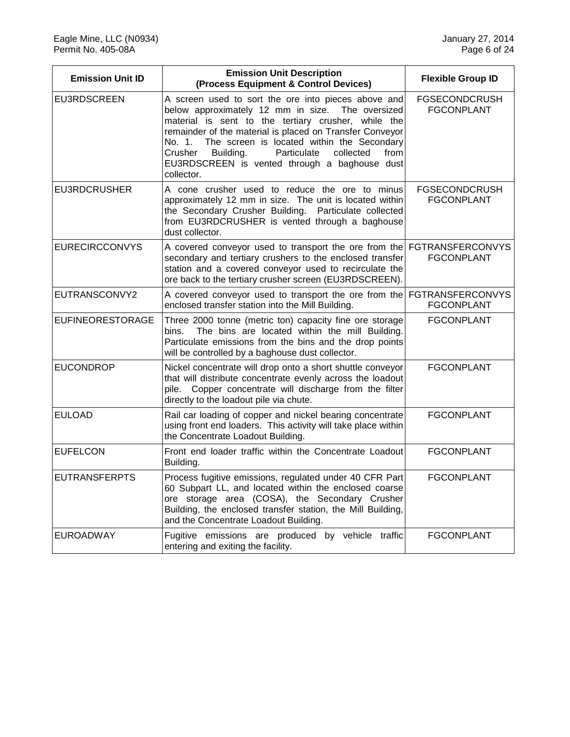| Emission Unit ID | Emission Unit Description (Process Equipment & Control Devices) | Flexible Group ID |
|---|---|---|
| EU3RDSCREEN | A screen used to sort the ore into pieces above and below approximately 12 mm in size. The oversized material is sent to the tertiary crusher, while the remainder of the material is placed on Transfer Conveyor No. 1. The screen is located within the Secondary Crusher Building. Particulate collected from EU3RDSCREEN is vented through a baghouse dust collector. | FGSECONDCRUSH FGCONPLANT |
| EU3RDCRUSHER | A cone crusher used to reduce the ore to minus approximately 12 mm in size. The unit is located within the Secondary Crusher Building. Particulate collected from EU3RDCRUSHER is vented through a baghouse dust collector. | FGSECONDCRUSH FGCONPLANT |
| EURECIRCCONVYS | A covered conveyor used to transport the ore from the secondary and tertiary crushers to the enclosed transfer station and a covered conveyor used to recirculate the ore back to the tertiary crusher screen (EU3RDSCREEN). | FGTRANSFERCONVYS FGCONPLANT |
| EUTRANSCONVY2 | A covered conveyor used to transport the ore from the enclosed transfer station into the Mill Building. | FGTRANSFERCONVYS FGCONPLANT |
| EUFINEORESTORAGE | Three 2000 tonne (metric ton) capacity fine ore storage bins. The bins are located within the mill Building. Particulate emissions from the bins and the drop points will be controlled by a baghouse dust collector. | FGCONPLANT |
| EUCONDROP | Nickel concentrate will drop onto a short shuttle conveyor that will distribute concentrate evenly across the loadout pile. Copper concentrate will discharge from the filter directly to the loadout pile via chute. | FGCONPLANT |
| EULOAD | Rail car loading of copper and nickel bearing concentrate using front end loaders. This activity will take place within the Concentrate Loadout Building. | FGCONPLANT |
| EUFELCON | Front end loader traffic within the Concentrate Loadout Building. | FGCONPLANT |
| EUTRANSFERPTS | Process fugitive emissions, regulated under 40 CFR Part 60 Subpart LL, and located within the enclosed coarse ore storage area (COSA), the Secondary Crusher Building, the enclosed transfer station, the Mill Building, and the Concentrate Loadout Building. | FGCONPLANT |
| EUROADWAY | Fugitive emissions are produced by vehicle traffic entering and exiting the facility. | FGCONPLANT |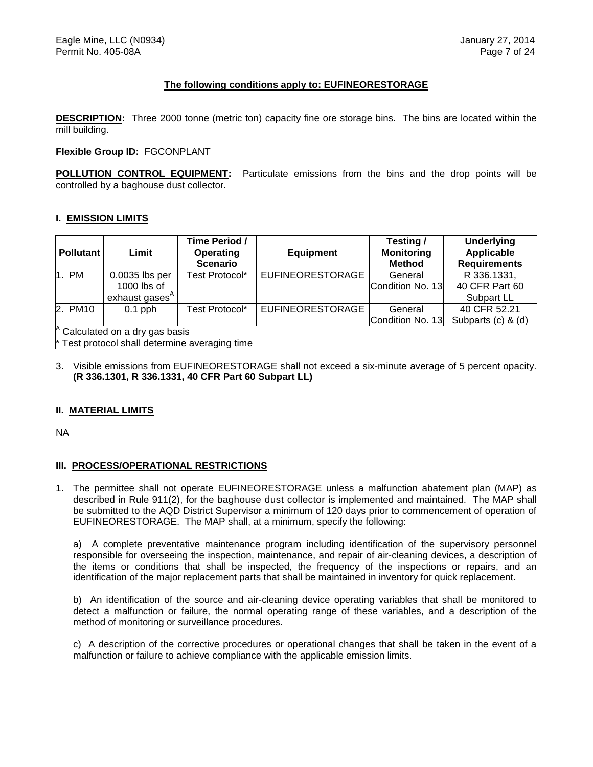**The following conditions apply to: EUFINEORESTORAGE**

**DESCRIPTION:** Three 2000 tonne (metric ton) capacity fine ore storage bins. The bins are located within the mill building.

**Flexible Group ID:** FGCONPLANT

**POLLUTION CONTROL EQUIPMENT:** Particulate emissions from the bins and the drop points will be controlled by a baghouse dust collector.

## I. EMISSION LIMITS

| Pollutant | Limit | Time Period / Operating Scenario | Equipment | Testing / Monitoring Method | Underlying Applicable Requirements |
|---|---|---|---|---|---|
| 1. PM | 0.0035 lbs per 1000 lbs of exhaust gases[A] | Test Protocol* | EUFINEORESTORAGE | General Condition No. 13 | R 336.1331, 40 CFR Part 60 Subpart LL |
| 2. PM10 | 0.1 pph | Test Protocol* | EUFINEORESTORAGE | General Condition No. 13 | 40 CFR 52.21 Subparts (c) & (d) |

[A] Calculated on a dry gas basis
* Test protocol shall determine averaging time

3. Visible emissions from EUFINEORESTORAGE shall not exceed a six-minute average of 5 percent opacity. **(R 336.1301, R 336.1331, 40 CFR Part 60 Subpart LL)**

## II. MATERIAL LIMITS

NA

## III. PROCESS/OPERATIONAL RESTRICTIONS

1. The permittee shall not operate EUFINEORESTORAGE unless a malfunction abatement plan (MAP) as described in Rule 911(2), for the baghouse dust collector is implemented and maintained. The MAP shall be submitted to the AQD District Supervisor a minimum of 120 days prior to commencement of operation of EUFINEORESTORAGE. The MAP shall, at a minimum, specify the following:

   a) A complete preventative maintenance program including identification of the supervisory personnel responsible for overseeing the inspection, maintenance, and repair of air-cleaning devices, a description of the items or conditions that shall be inspected, the frequency of the inspections or repairs, and an identification of the major replacement parts that shall be maintained in inventory for quick replacement.

   b) An identification of the source and air-cleaning device operating variables that shall be monitored to detect a malfunction or failure, the normal operating range of these variables, and a description of the method of monitoring or surveillance procedures.

   c) A description of the corrective procedures or operational changes that shall be taken in the event of a malfunction or failure to achieve compliance with the applicable emission limits.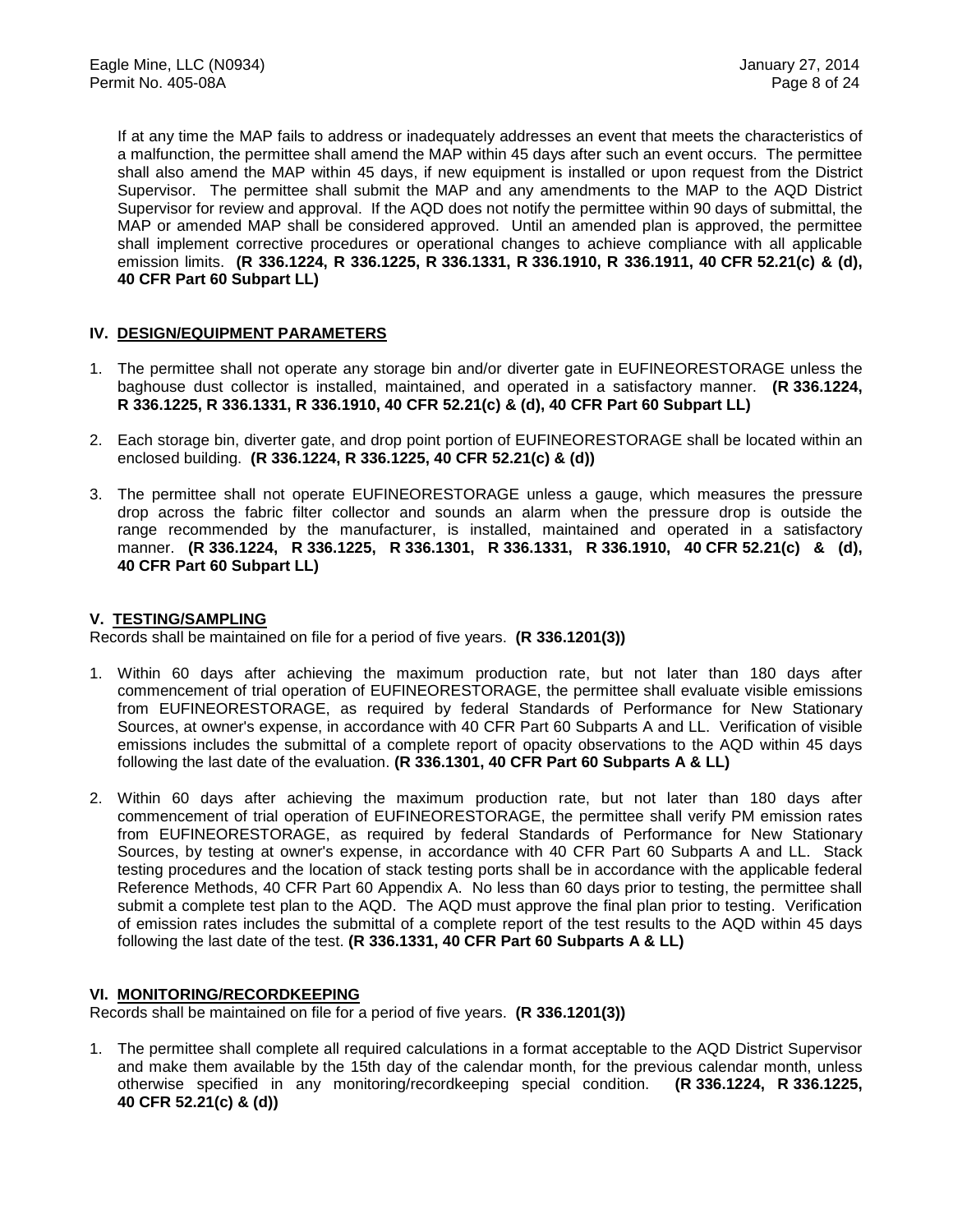If at any time the MAP fails to address or inadequately addresses an event that meets the characteristics of a malfunction, the permittee shall amend the MAP within 45 days after such an event occurs. The permittee shall also amend the MAP within 45 days, if new equipment is installed or upon request from the District Supervisor. The permittee shall submit the MAP and any amendments to the MAP to the AQD District Supervisor for review and approval. If the AQD does not notify the permittee within 90 days of submittal, the MAP or amended MAP shall be considered approved. Until an amended plan is approved, the permittee shall implement corrective procedures or operational changes to achieve compliance with all applicable emission limits. **(R 336.1224, R 336.1225, R 336.1331, R 336.1910, R 336.1911, 40 CFR 52.21(c) & (d), 40 CFR Part 60 Subpart LL)**

## IV. DESIGN/EQUIPMENT PARAMETERS

1. The permittee shall not operate any storage bin and/or diverter gate in EUFINEORESTORAGE unless the baghouse dust collector is installed, maintained, and operated in a satisfactory manner. **(R 336.1224, R 336.1225, R 336.1331, R 336.1910, 40 CFR 52.21(c) & (d), 40 CFR Part 60 Subpart LL)**

2. Each storage bin, diverter gate, and drop point portion of EUFINEORESTORAGE shall be located within an enclosed building. **(R 336.1224, R 336.1225, 40 CFR 52.21(c) & (d))**

3. The permittee shall not operate EUFINEORESTORAGE unless a gauge, which measures the pressure drop across the fabric filter collector and sounds an alarm when the pressure drop is outside the range recommended by the manufacturer, is installed, maintained and operated in a satisfactory manner. **(R 336.1224, R 336.1225, R 336.1301, R 336.1331, R 336.1910, 40 CFR 52.21(c) & (d), 40 CFR Part 60 Subpart LL)**

## V. TESTING/SAMPLING

Records shall be maintained on file for a period of five years. **(R 336.1201(3))**

1. Within 60 days after achieving the maximum production rate, but not later than 180 days after commencement of trial operation of EUFINEORESTORAGE, the permittee shall evaluate visible emissions from EUFINEORESTORAGE, as required by federal Standards of Performance for New Stationary Sources, at owner's expense, in accordance with 40 CFR Part 60 Subparts A and LL. Verification of visible emissions includes the submittal of a complete report of opacity observations to the AQD within 45 days following the last date of the evaluation. **(R 336.1301, 40 CFR Part 60 Subparts A & LL)**

2. Within 60 days after achieving the maximum production rate, but not later than 180 days after commencement of trial operation of EUFINEORESTORAGE, the permittee shall verify PM emission rates from EUFINEORESTORAGE, as required by federal Standards of Performance for New Stationary Sources, by testing at owner's expense, in accordance with 40 CFR Part 60 Subparts A and LL. Stack testing procedures and the location of stack testing ports shall be in accordance with the applicable federal Reference Methods, 40 CFR Part 60 Appendix A. No less than 60 days prior to testing, the permittee shall submit a complete test plan to the AQD. The AQD must approve the final plan prior to testing. Verification of emission rates includes the submittal of a complete report of the test results to the AQD within 45 days following the last date of the test. **(R 336.1331, 40 CFR Part 60 Subparts A & LL)**

## VI. MONITORING/RECORDKEEPING

Records shall be maintained on file for a period of five years. **(R 336.1201(3))**

1. The permittee shall complete all required calculations in a format acceptable to the AQD District Supervisor and make them available by the 15th day of the calendar month, for the previous calendar month, unless otherwise specified in any monitoring/recordkeeping special condition. **(R 336.1224, R 336.1225, 40 CFR 52.21(c) & (d))**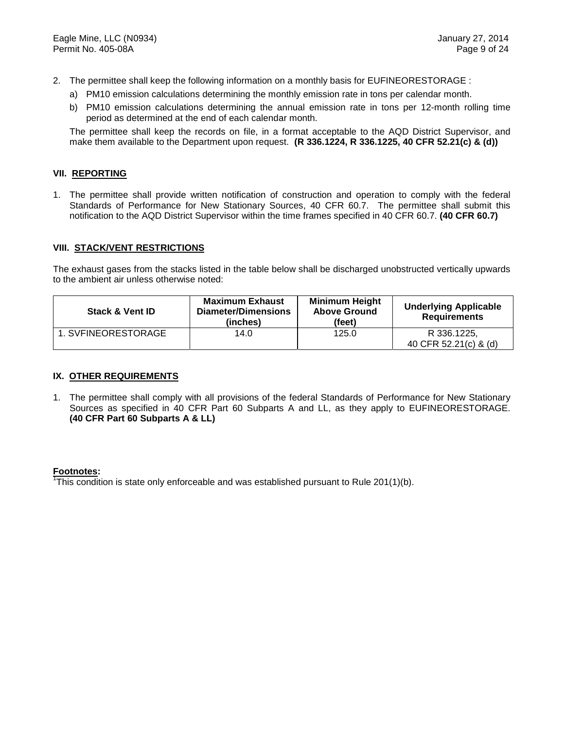2. The permittee shall keep the following information on a monthly basis for EUFINEORESTORAGE :
   a) PM10 emission calculations determining the monthly emission rate in tons per calendar month.
   b) PM10 emission calculations determining the annual emission rate in tons per 12-month rolling time period as determined at the end of each calendar month.

   The permittee shall keep the records on file, in a format acceptable to the AQD District Supervisor, and make them available to the Department upon request. **(R 336.1224, R 336.1225, 40 CFR 52.21(c) & (d))**

## VII. REPORTING

1. The permittee shall provide written notification of construction and operation to comply with the federal Standards of Performance for New Stationary Sources, 40 CFR 60.7. The permittee shall submit this notification to the AQD District Supervisor within the time frames specified in 40 CFR 60.7. **(40 CFR 60.7)**

## VIII. STACK/VENT RESTRICTIONS

The exhaust gases from the stacks listed in the table below shall be discharged unobstructed vertically upwards to the ambient air unless otherwise noted:

| Stack & Vent ID | Maximum Exhaust Diameter/Dimensions (inches) | Minimum Height Above Ground (feet) | Underlying Applicable Requirements |
|---|---|---|---|
| 1. SVFINEORESTORAGE | 14.0 | 125.0 | R 336.1225, 40 CFR 52.21(c) & (d) |

## IX. OTHER REQUIREMENTS

1. The permittee shall comply with all provisions of the federal Standards of Performance for New Stationary Sources as specified in 40 CFR Part 60 Subparts A and LL, as they apply to EUFINEORESTORAGE. **(40 CFR Part 60 Subparts A & LL)**

**Footnotes:**

[1]This condition is state only enforceable and was established pursuant to Rule 201(1)(b).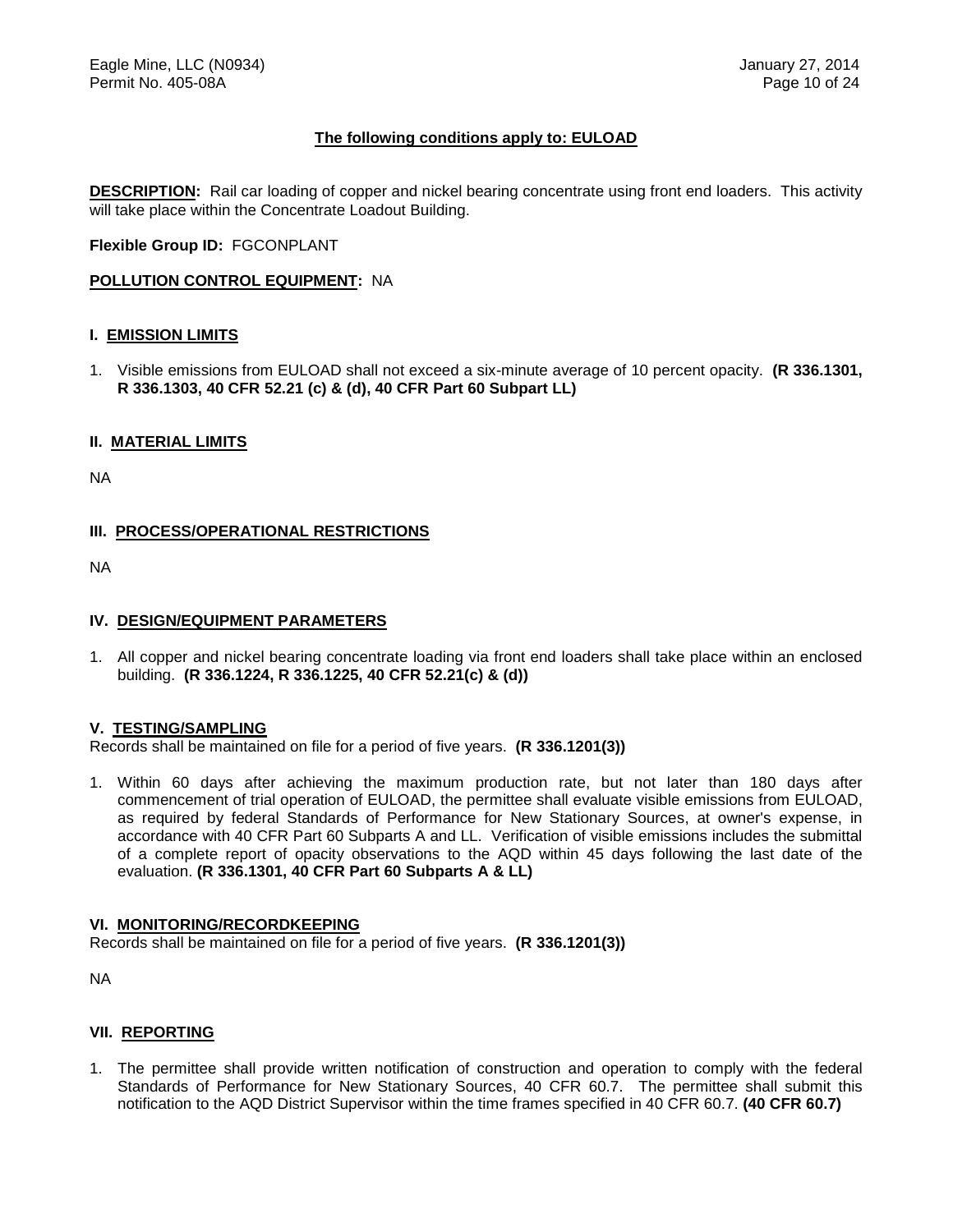**The following conditions apply to: EULOAD**

**DESCRIPTION:** Rail car loading of copper and nickel bearing concentrate using front end loaders. This activity will take place within the Concentrate Loadout Building.

**Flexible Group ID:** FGCONPLANT

**POLLUTION CONTROL EQUIPMENT:** NA

## I. EMISSION LIMITS

1. Visible emissions from EULOAD shall not exceed a six-minute average of 10 percent opacity. **(R 336.1301, R 336.1303, 40 CFR 52.21 (c) & (d), 40 CFR Part 60 Subpart LL)**

## II. MATERIAL LIMITS

NA

## III. PROCESS/OPERATIONAL RESTRICTIONS

NA

## IV. DESIGN/EQUIPMENT PARAMETERS

1. All copper and nickel bearing concentrate loading via front end loaders shall take place within an enclosed building. **(R 336.1224, R 336.1225, 40 CFR 52.21(c) & (d))**

## V. TESTING/SAMPLING

Records shall be maintained on file for a period of five years. **(R 336.1201(3))**

1. Within 60 days after achieving the maximum production rate, but not later than 180 days after commencement of trial operation of EULOAD, the permittee shall evaluate visible emissions from EULOAD, as required by federal Standards of Performance for New Stationary Sources, at owner's expense, in accordance with 40 CFR Part 60 Subparts A and LL. Verification of visible emissions includes the submittal of a complete report of opacity observations to the AQD within 45 days following the last date of the evaluation. **(R 336.1301, 40 CFR Part 60 Subparts A & LL)**

## VI. MONITORING/RECORDKEEPING

Records shall be maintained on file for a period of five years. **(R 336.1201(3))**

NA

## VII. REPORTING

1. The permittee shall provide written notification of construction and operation to comply with the federal Standards of Performance for New Stationary Sources, 40 CFR 60.7. The permittee shall submit this notification to the AQD District Supervisor within the time frames specified in 40 CFR 60.7. **(40 CFR 60.7)**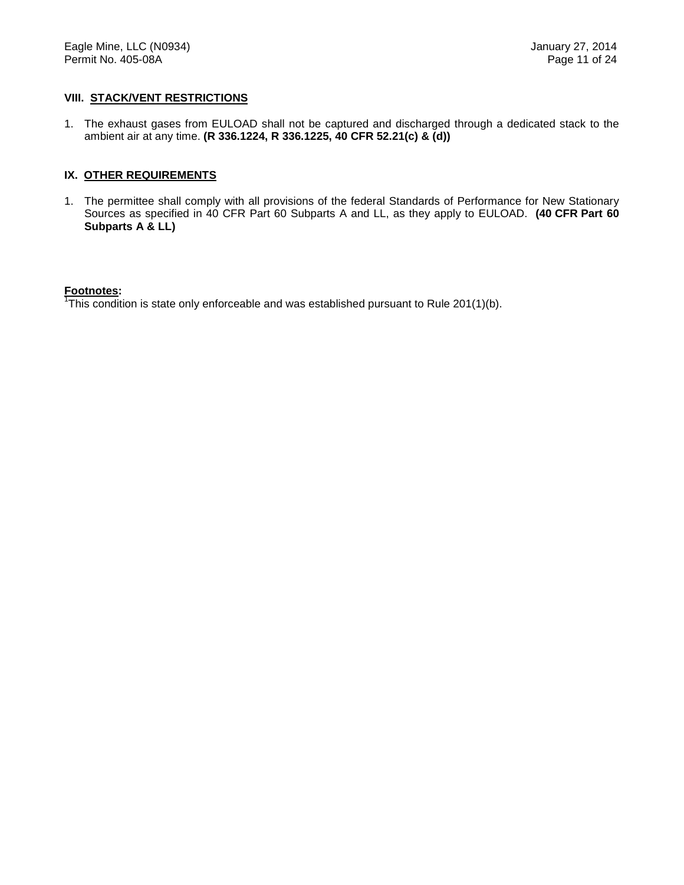## VIII. STACK/VENT RESTRICTIONS

1. The exhaust gases from EULOAD shall not be captured and discharged through a dedicated stack to the ambient air at any time. **(R 336.1224, R 336.1225, 40 CFR 52.21(c) & (d))**

## IX. OTHER REQUIREMENTS

1. The permittee shall comply with all provisions of the federal Standards of Performance for New Stationary Sources as specified in 40 CFR Part 60 Subparts A and LL, as they apply to EULOAD. **(40 CFR Part 60 Subparts A & LL)**

**Footnotes:**

[1]This condition is state only enforceable and was established pursuant to Rule 201(1)(b).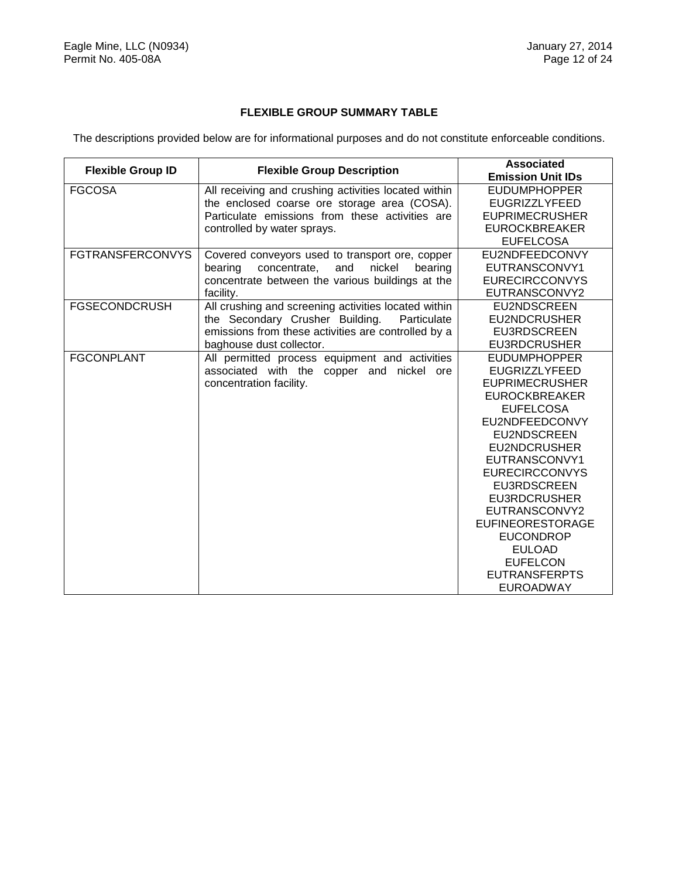## FLEXIBLE GROUP SUMMARY TABLE

The descriptions provided below are for informational purposes and do not constitute enforceable conditions.

| Flexible Group ID | Flexible Group Description | Associated Emission Unit IDs |
|---|---|---|
| FGCOSA | All receiving and crushing activities located within the enclosed coarse ore storage area (COSA). Particulate emissions from these activities are controlled by water sprays. | EUDUMPHOPPER<br>EUGRIZZLYFEED<br>EUPRIMECRUSHER<br>EUROCKBREAKER<br>EUFELCOSA |
| FGTRANSFERCONVYS | Covered conveyors used to transport ore, copper bearing concentrate, and nickel bearing concentrate between the various buildings at the facility. | EU2NDFEEDCONVY<br>EUTRANSCONVY1<br>EURECIRCCONVYS<br>EUTRANSCONVY2 |
| FGSECONDCRUSH | All crushing and screening activities located within the Secondary Crusher Building. Particulate emissions from these activities are controlled by a baghouse dust collector. | EU2NDSCREEN<br>EU2NDCRUSHER<br>EU3RDSCREEN<br>EU3RDCRUSHER |
| FGCONPLANT | All permitted process equipment and activities associated with the copper and nickel ore concentration facility. | EUDUMPHOPPER<br>EUGRIZZLYFEED<br>EUPRIMECRUSHER<br>EUROCKBREAKER<br>EUFELCOSA<br>EU2NDFEEDCONVY<br>EU2NDSCREEN<br>EU2NDCRUSHER<br>EUTRANSCONVY1<br>EURECIRCCONVYS<br>EU3RDSCREEN<br>EU3RDCRUSHER<br>EUTRANSCONVY2<br>EUFINEORESTORAGE<br>EUCONDROP<br>EULOAD<br>EUFELCON<br>EUTRANSFERPTS<br>EUROADWAY |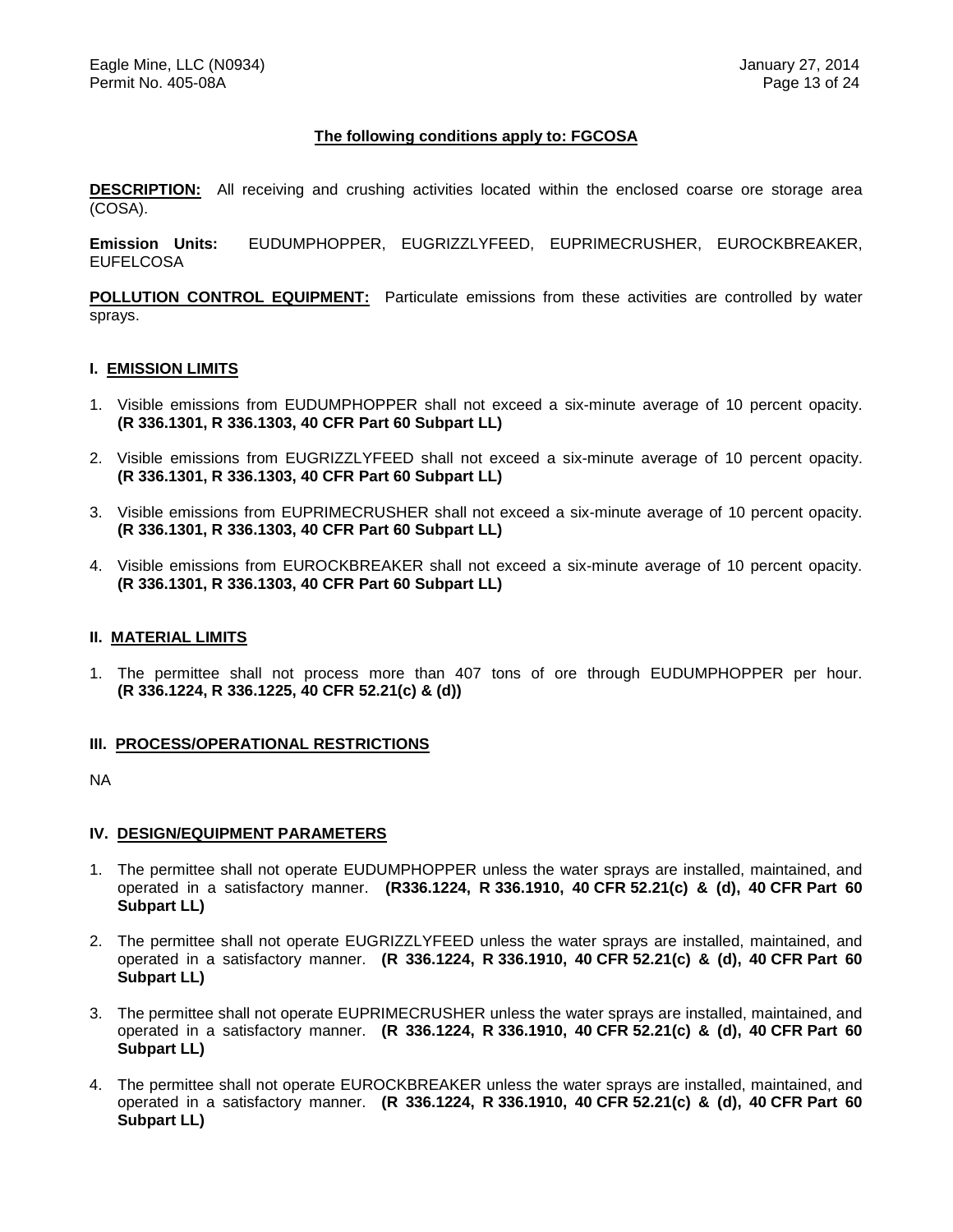**The following conditions apply to: FGCOSA**

**DESCRIPTION:** All receiving and crushing activities located within the enclosed coarse ore storage area (COSA).

**Emission Units:** EUDUMPHOPPER, EUGRIZZLYFEED, EUPRIMECRUSHER, EUROCKBREAKER, EUFELCOSA

**POLLUTION CONTROL EQUIPMENT:** Particulate emissions from these activities are controlled by water sprays.

## I. EMISSION LIMITS

1. Visible emissions from EUDUMPHOPPER shall not exceed a six-minute average of 10 percent opacity. **(R 336.1301, R 336.1303, 40 CFR Part 60 Subpart LL)**

2. Visible emissions from EUGRIZZLYFEED shall not exceed a six-minute average of 10 percent opacity. **(R 336.1301, R 336.1303, 40 CFR Part 60 Subpart LL)**

3. Visible emissions from EUPRIMECRUSHER shall not exceed a six-minute average of 10 percent opacity. **(R 336.1301, R 336.1303, 40 CFR Part 60 Subpart LL)**

4. Visible emissions from EUROCKBREAKER shall not exceed a six-minute average of 10 percent opacity. **(R 336.1301, R 336.1303, 40 CFR Part 60 Subpart LL)**

## II. MATERIAL LIMITS

1. The permittee shall not process more than 407 tons of ore through EUDUMPHOPPER per hour. **(R 336.1224, R 336.1225, 40 CFR 52.21(c) & (d))**

## III. PROCESS/OPERATIONAL RESTRICTIONS

NA

## IV. DESIGN/EQUIPMENT PARAMETERS

1. The permittee shall not operate EUDUMPHOPPER unless the water sprays are installed, maintained, and operated in a satisfactory manner. **(R336.1224, R 336.1910, 40 CFR 52.21(c) & (d), 40 CFR Part 60 Subpart LL)**

2. The permittee shall not operate EUGRIZZLYFEED unless the water sprays are installed, maintained, and operated in a satisfactory manner. **(R 336.1224, R 336.1910, 40 CFR 52.21(c) & (d), 40 CFR Part 60 Subpart LL)**

3. The permittee shall not operate EUPRIMECRUSHER unless the water sprays are installed, maintained, and operated in a satisfactory manner. **(R 336.1224, R 336.1910, 40 CFR 52.21(c) & (d), 40 CFR Part 60 Subpart LL)**

4. The permittee shall not operate EUROCKBREAKER unless the water sprays are installed, maintained, and operated in a satisfactory manner. **(R 336.1224, R 336.1910, 40 CFR 52.21(c) & (d), 40 CFR Part 60 Subpart LL)**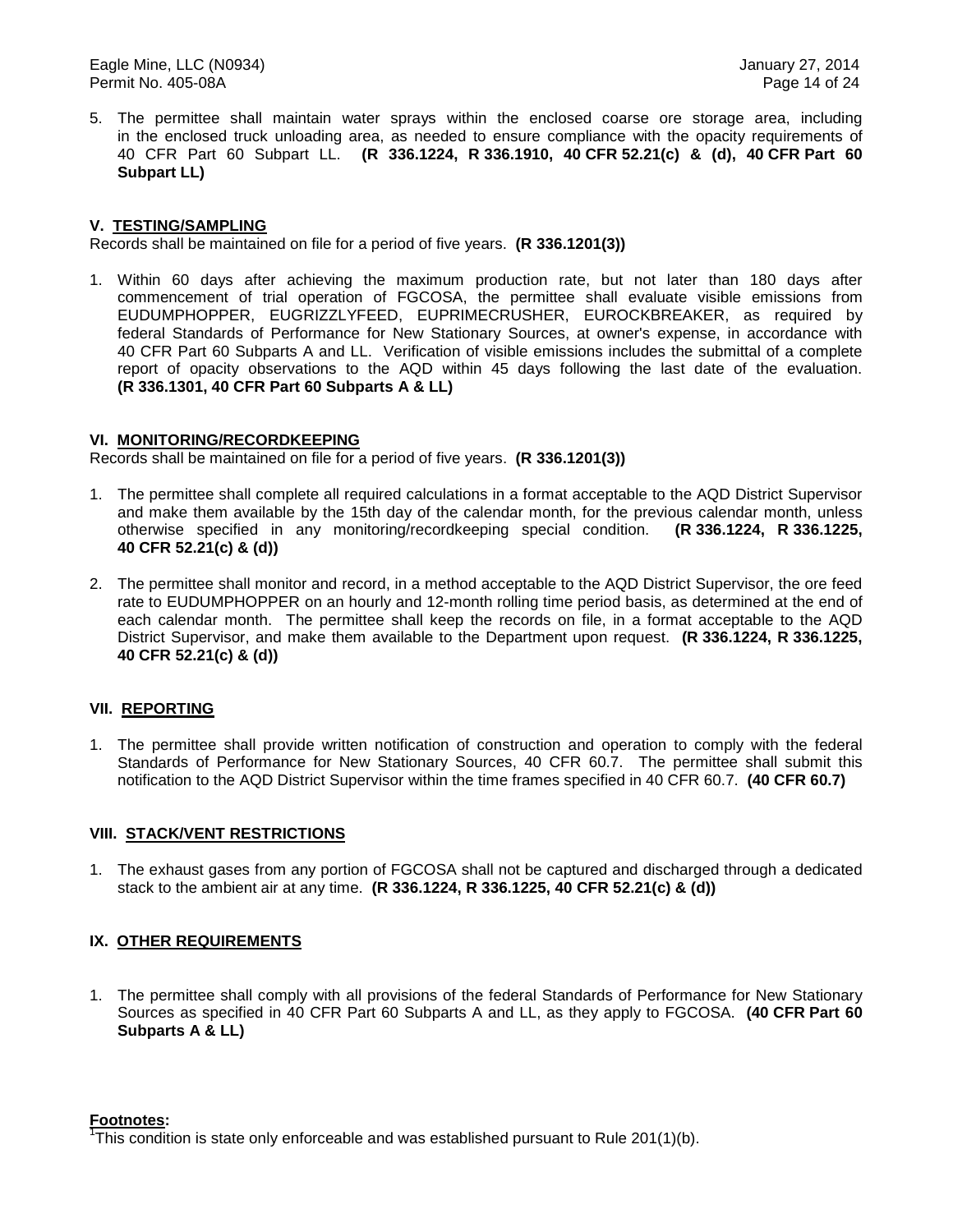5. The permittee shall maintain water sprays within the enclosed coarse ore storage area, including in the enclosed truck unloading area, as needed to ensure compliance with the opacity requirements of 40 CFR Part 60 Subpart LL. **(R 336.1224, R 336.1910, 40 CFR 52.21(c) & (d), 40 CFR Part 60 Subpart LL)**

## V. TESTING/SAMPLING

Records shall be maintained on file for a period of five years. **(R 336.1201(3))**

1. Within 60 days after achieving the maximum production rate, but not later than 180 days after commencement of trial operation of FGCOSA, the permittee shall evaluate visible emissions from EUDUMPHOPPER, EUGRIZZLYFEED, EUPRIMECRUSHER, EUROCKBREAKER, as required by federal Standards of Performance for New Stationary Sources, at owner's expense, in accordance with 40 CFR Part 60 Subparts A and LL. Verification of visible emissions includes the submittal of a complete report of opacity observations to the AQD within 45 days following the last date of the evaluation. **(R 336.1301, 40 CFR Part 60 Subparts A & LL)**

## VI. MONITORING/RECORDKEEPING

Records shall be maintained on file for a period of five years. **(R 336.1201(3))**

1. The permittee shall complete all required calculations in a format acceptable to the AQD District Supervisor and make them available by the 15th day of the calendar month, for the previous calendar month, unless otherwise specified in any monitoring/recordkeeping special condition. **(R 336.1224, R 336.1225, 40 CFR 52.21(c) & (d))**

2. The permittee shall monitor and record, in a method acceptable to the AQD District Supervisor, the ore feed rate to EUDUMPHOPPER on an hourly and 12-month rolling time period basis, as determined at the end of each calendar month. The permittee shall keep the records on file, in a format acceptable to the AQD District Supervisor, and make them available to the Department upon request. **(R 336.1224, R 336.1225, 40 CFR 52.21(c) & (d))**

## VII. REPORTING

1. The permittee shall provide written notification of construction and operation to comply with the federal Standards of Performance for New Stationary Sources, 40 CFR 60.7. The permittee shall submit this notification to the AQD District Supervisor within the time frames specified in 40 CFR 60.7. **(40 CFR 60.7)**

## VIII. STACK/VENT RESTRICTIONS

1. The exhaust gases from any portion of FGCOSA shall not be captured and discharged through a dedicated stack to the ambient air at any time. **(R 336.1224, R 336.1225, 40 CFR 52.21(c) & (d))**

## IX. OTHER REQUIREMENTS

1. The permittee shall comply with all provisions of the federal Standards of Performance for New Stationary Sources as specified in 40 CFR Part 60 Subparts A and LL, as they apply to FGCOSA. **(40 CFR Part 60 Subparts A & LL)**

**Footnotes:**

[1] This condition is state only enforceable and was established pursuant to Rule 201(1)(b).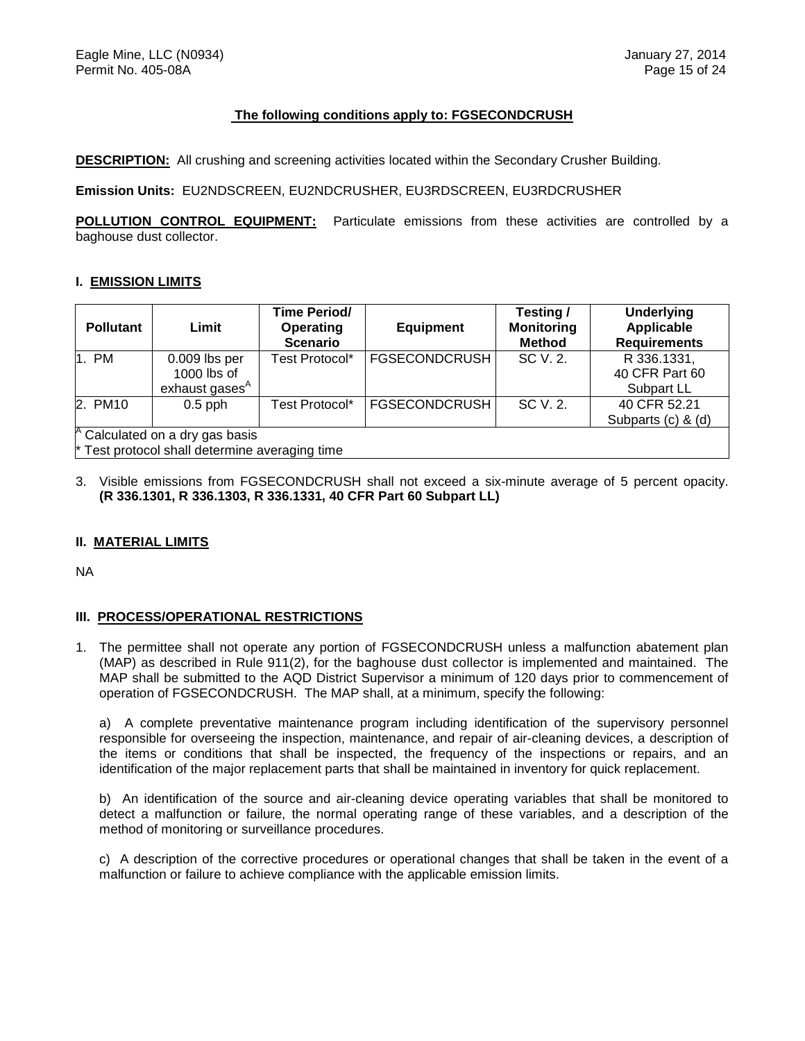**The following conditions apply to: FGSECONDCRUSH**

**DESCRIPTION:** All crushing and screening activities located within the Secondary Crusher Building.

**Emission Units:** EU2NDSCREEN, EU2NDCRUSHER, EU3RDSCREEN, EU3RDCRUSHER

**POLLUTION CONTROL EQUIPMENT:** Particulate emissions from these activities are controlled by a baghouse dust collector.

## I. EMISSION LIMITS

| Pollutant | Limit | Time Period/ Operating Scenario | Equipment | Testing / Monitoring Method | Underlying Applicable Requirements |
|---|---|---|---|---|---|
| 1. PM | 0.009 lbs per 1000 lbs of exhaust gases[A] | Test Protocol* | FGSECONDCRUSH | SC V. 2. | R 336.1331, 40 CFR Part 60 Subpart LL |
| 2. PM10 | 0.5 pph | Test Protocol* | FGSECONDCRUSH | SC V. 2. | 40 CFR 52.21 Subparts (c) & (d) |

[A] Calculated on a dry gas basis
* Test protocol shall determine averaging time

3. Visible emissions from FGSECONDCRUSH shall not exceed a six-minute average of 5 percent opacity. **(R 336.1301, R 336.1303, R 336.1331, 40 CFR Part 60 Subpart LL)**

## II. MATERIAL LIMITS

NA

## III. PROCESS/OPERATIONAL RESTRICTIONS

1. The permittee shall not operate any portion of FGSECONDCRUSH unless a malfunction abatement plan (MAP) as described in Rule 911(2), for the baghouse dust collector is implemented and maintained. The MAP shall be submitted to the AQD District Supervisor a minimum of 120 days prior to commencement of operation of FGSECONDCRUSH. The MAP shall, at a minimum, specify the following:

   a) A complete preventative maintenance program including identification of the supervisory personnel responsible for overseeing the inspection, maintenance, and repair of air-cleaning devices, a description of the items or conditions that shall be inspected, the frequency of the inspections or repairs, and an identification of the major replacement parts that shall be maintained in inventory for quick replacement.

   b) An identification of the source and air-cleaning device operating variables that shall be monitored to detect a malfunction or failure, the normal operating range of these variables, and a description of the method of monitoring or surveillance procedures.

   c) A description of the corrective procedures or operational changes that shall be taken in the event of a malfunction or failure to achieve compliance with the applicable emission limits.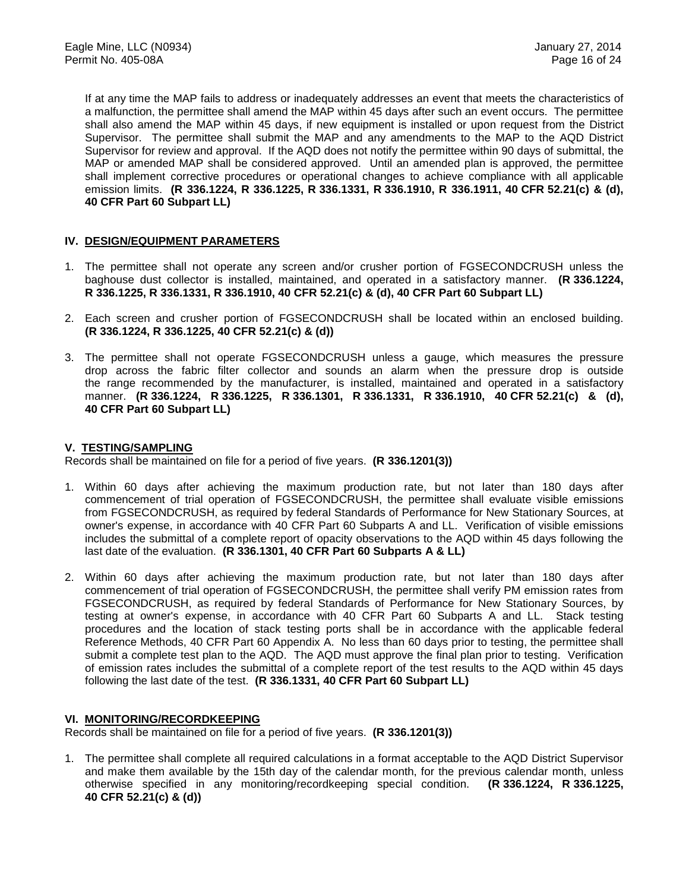If at any time the MAP fails to address or inadequately addresses an event that meets the characteristics of a malfunction, the permittee shall amend the MAP within 45 days after such an event occurs. The permittee shall also amend the MAP within 45 days, if new equipment is installed or upon request from the District Supervisor. The permittee shall submit the MAP and any amendments to the MAP to the AQD District Supervisor for review and approval. If the AQD does not notify the permittee within 90 days of submittal, the MAP or amended MAP shall be considered approved. Until an amended plan is approved, the permittee shall implement corrective procedures or operational changes to achieve compliance with all applicable emission limits. **(R 336.1224, R 336.1225, R 336.1331, R 336.1910, R 336.1911, 40 CFR 52.21(c) & (d), 40 CFR Part 60 Subpart LL)**

## IV. DESIGN/EQUIPMENT PARAMETERS

1. The permittee shall not operate any screen and/or crusher portion of FGSECONDCRUSH unless the baghouse dust collector is installed, maintained, and operated in a satisfactory manner. **(R 336.1224, R 336.1225, R 336.1331, R 336.1910, 40 CFR 52.21(c) & (d), 40 CFR Part 60 Subpart LL)**

2. Each screen and crusher portion of FGSECONDCRUSH shall be located within an enclosed building. **(R 336.1224, R 336.1225, 40 CFR 52.21(c) & (d))**

3. The permittee shall not operate FGSECONDCRUSH unless a gauge, which measures the pressure drop across the fabric filter collector and sounds an alarm when the pressure drop is outside the range recommended by the manufacturer, is installed, maintained and operated in a satisfactory manner. **(R 336.1224, R 336.1225, R 336.1301, R 336.1331, R 336.1910, 40 CFR 52.21(c) & (d), 40 CFR Part 60 Subpart LL)**

## V. TESTING/SAMPLING

Records shall be maintained on file for a period of five years. **(R 336.1201(3))**

1. Within 60 days after achieving the maximum production rate, but not later than 180 days after commencement of trial operation of FGSECONDCRUSH, the permittee shall evaluate visible emissions from FGSECONDCRUSH, as required by federal Standards of Performance for New Stationary Sources, at owner's expense, in accordance with 40 CFR Part 60 Subparts A and LL. Verification of visible emissions includes the submittal of a complete report of opacity observations to the AQD within 45 days following the last date of the evaluation. **(R 336.1301, 40 CFR Part 60 Subparts A & LL)**

2. Within 60 days after achieving the maximum production rate, but not later than 180 days after commencement of trial operation of FGSECONDCRUSH, the permittee shall verify PM emission rates from FGSECONDCRUSH, as required by federal Standards of Performance for New Stationary Sources, by testing at owner's expense, in accordance with 40 CFR Part 60 Subparts A and LL. Stack testing procedures and the location of stack testing ports shall be in accordance with the applicable federal Reference Methods, 40 CFR Part 60 Appendix A. No less than 60 days prior to testing, the permittee shall submit a complete test plan to the AQD. The AQD must approve the final plan prior to testing. Verification of emission rates includes the submittal of a complete report of the test results to the AQD within 45 days following the last date of the test. **(R 336.1331, 40 CFR Part 60 Subpart LL)**

## VI. MONITORING/RECORDKEEPING

Records shall be maintained on file for a period of five years. **(R 336.1201(3))**

1. The permittee shall complete all required calculations in a format acceptable to the AQD District Supervisor and make them available by the 15th day of the calendar month, for the previous calendar month, unless otherwise specified in any monitoring/recordkeeping special condition. **(R 336.1224, R 336.1225, 40 CFR 52.21(c) & (d))**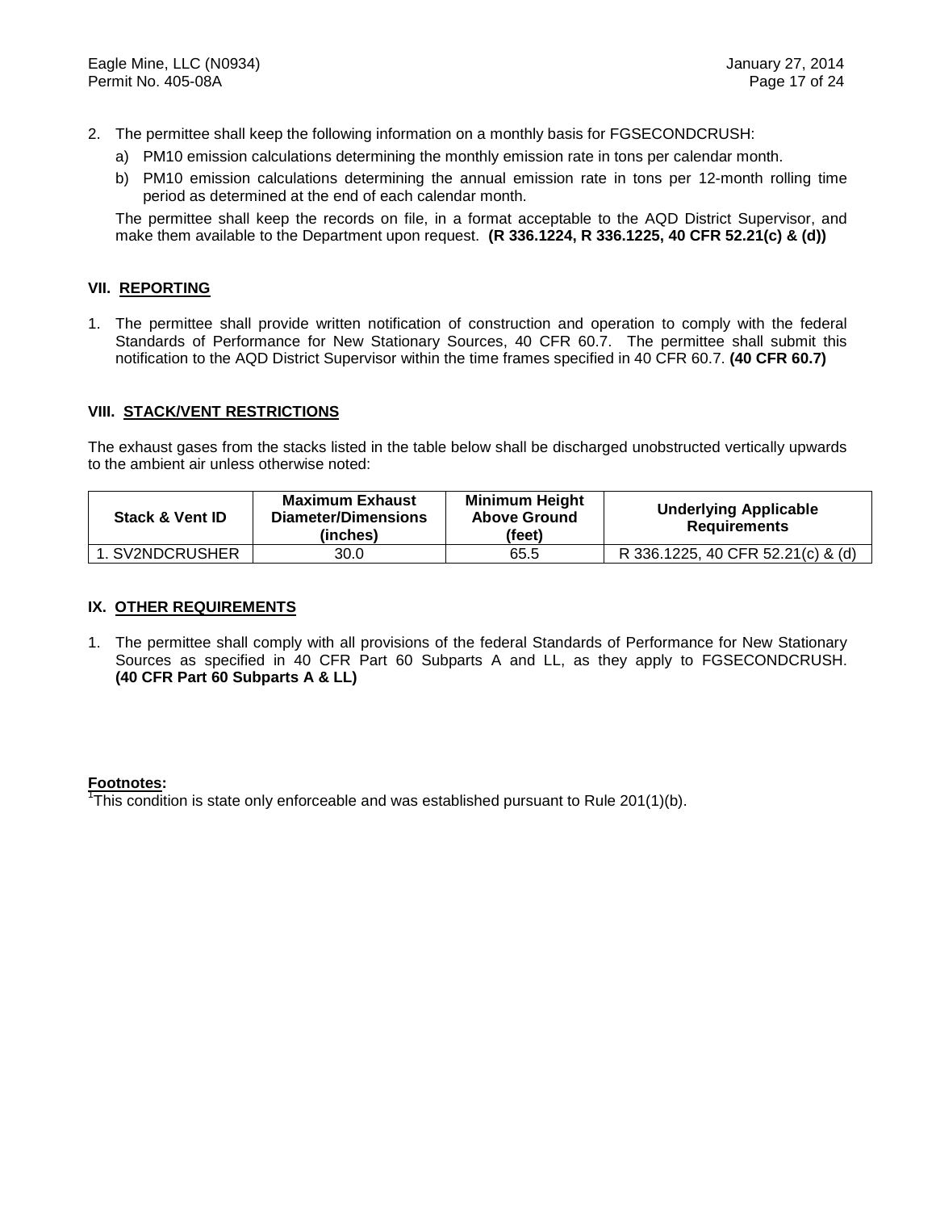2. The permittee shall keep the following information on a monthly basis for FGSECONDCRUSH:
   a) PM10 emission calculations determining the monthly emission rate in tons per calendar month.
   b) PM10 emission calculations determining the annual emission rate in tons per 12-month rolling time period as determined at the end of each calendar month.

   The permittee shall keep the records on file, in a format acceptable to the AQD District Supervisor, and make them available to the Department upon request. **(R 336.1224, R 336.1225, 40 CFR 52.21(c) & (d))**

## VII. REPORTING

1. The permittee shall provide written notification of construction and operation to comply with the federal Standards of Performance for New Stationary Sources, 40 CFR 60.7. The permittee shall submit this notification to the AQD District Supervisor within the time frames specified in 40 CFR 60.7. **(40 CFR 60.7)**

## VIII. STACK/VENT RESTRICTIONS

The exhaust gases from the stacks listed in the table below shall be discharged unobstructed vertically upwards to the ambient air unless otherwise noted:

| Stack & Vent ID | Maximum Exhaust Diameter/Dimensions (inches) | Minimum Height Above Ground (feet) | Underlying Applicable Requirements |
|---|---|---|---|
| 1. SV2NDCRUSHER | 30.0 | 65.5 | R 336.1225, 40 CFR 52.21(c) & (d) |

## IX. OTHER REQUIREMENTS

1. The permittee shall comply with all provisions of the federal Standards of Performance for New Stationary Sources as specified in 40 CFR Part 60 Subparts A and LL, as they apply to FGSECONDCRUSH. **(40 CFR Part 60 Subparts A & LL)**

**Footnotes:**

[1]This condition is state only enforceable and was established pursuant to Rule 201(1)(b).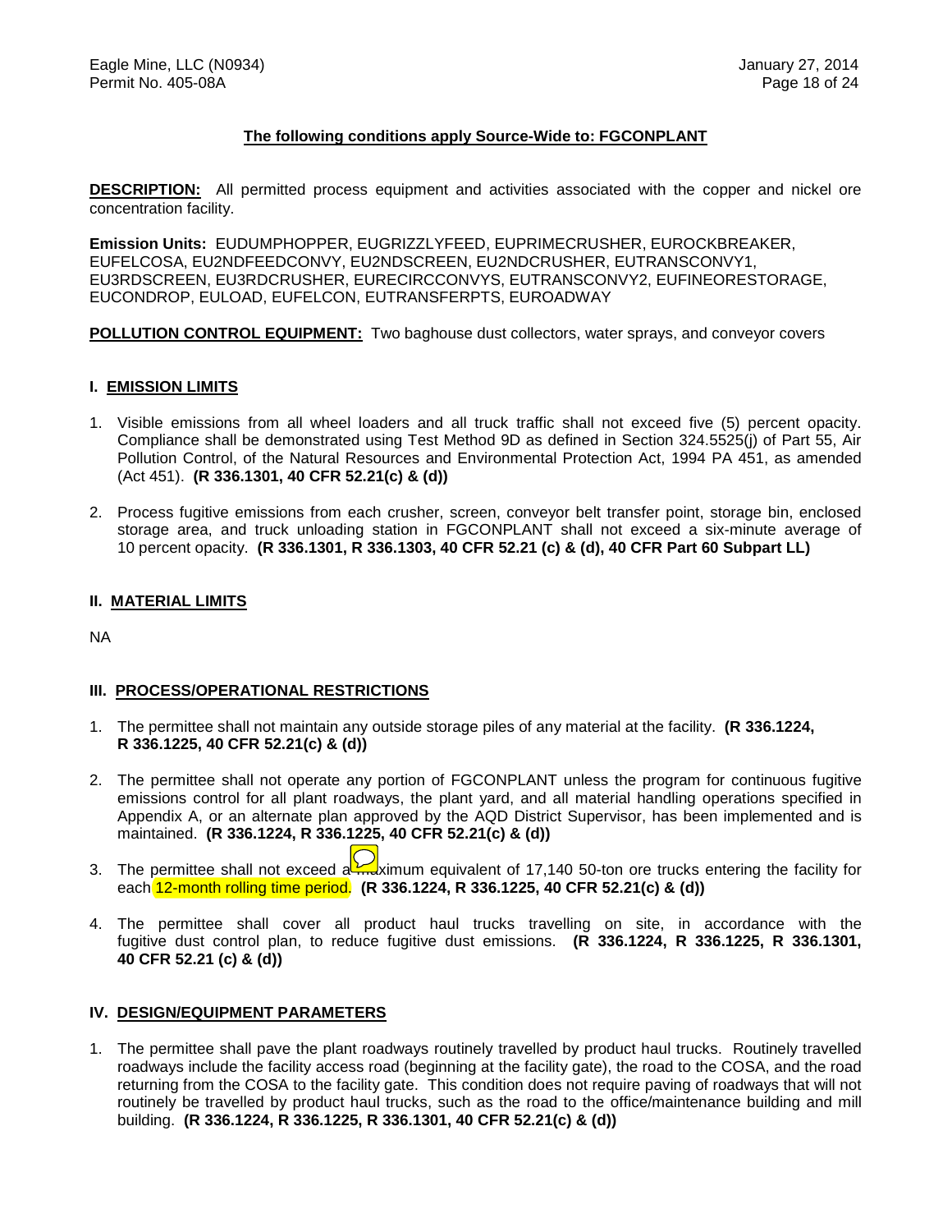**The following conditions apply Source-Wide to: FGCONPLANT**

**DESCRIPTION:** All permitted process equipment and activities associated with the copper and nickel ore concentration facility.

**Emission Units:** EUDUMPHOPPER, EUGRIZZLYFEED, EUPRIMECRUSHER, EUROCKBREAKER, EUFELCOSA, EU2NDFEEDCONVY, EU2NDSCREEN, EU2NDCRUSHER, EUTRANSCONVY1, EU3RDSCREEN, EU3RDCRUSHER, EURECIRCCONVYS, EUTRANSCONVY2, EUFINEORESTORAGE, EUCONDROP, EULOAD, EUFELCON, EUTRANSFERPTS, EUROADWAY

**POLLUTION CONTROL EQUIPMENT:** Two baghouse dust collectors, water sprays, and conveyor covers

## I. EMISSION LIMITS

1. Visible emissions from all wheel loaders and all truck traffic shall not exceed five (5) percent opacity. Compliance shall be demonstrated using Test Method 9D as defined in Section 324.5525(j) of Part 55, Air Pollution Control, of the Natural Resources and Environmental Protection Act, 1994 PA 451, as amended (Act 451). **(R 336.1301, 40 CFR 52.21(c) & (d))**

2. Process fugitive emissions from each crusher, screen, conveyor belt transfer point, storage bin, enclosed storage area, and truck unloading station in FGCONPLANT shall not exceed a six-minute average of 10 percent opacity. **(R 336.1301, R 336.1303, 40 CFR 52.21 (c) & (d), 40 CFR Part 60 Subpart LL)**

## II. MATERIAL LIMITS

NA

## III. PROCESS/OPERATIONAL RESTRICTIONS

1. The permittee shall not maintain any outside storage piles of any material at the facility. **(R 336.1224, R 336.1225, 40 CFR 52.21(c) & (d))**

2. The permittee shall not operate any portion of FGCONPLANT unless the program for continuous fugitive emissions control for all plant roadways, the plant yard, and all material handling operations specified in Appendix A, or an alternate plan approved by the AQD District Supervisor, has been implemented and is maintained. **(R 336.1224, R 336.1225, 40 CFR 52.21(c) & (d))**

3. The permittee shall not exceed a maximum equivalent of 17,140 50-ton ore trucks entering the facility for each 12-month rolling time period. **(R 336.1224, R 336.1225, 40 CFR 52.21(c) & (d))**

4. The permittee shall cover all product haul trucks travelling on site, in accordance with the fugitive dust control plan, to reduce fugitive dust emissions. **(R 336.1224, R 336.1225, R 336.1301, 40 CFR 52.21 (c) & (d))**

## IV. DESIGN/EQUIPMENT PARAMETERS

1. The permittee shall pave the plant roadways routinely travelled by product haul trucks. Routinely travelled roadways include the facility access road (beginning at the facility gate), the road to the COSA, and the road returning from the COSA to the facility gate. This condition does not require paving of roadways that will not routinely be travelled by product haul trucks, such as the road to the office/maintenance building and mill building. **(R 336.1224, R 336.1225, R 336.1301, 40 CFR 52.21(c) & (d))**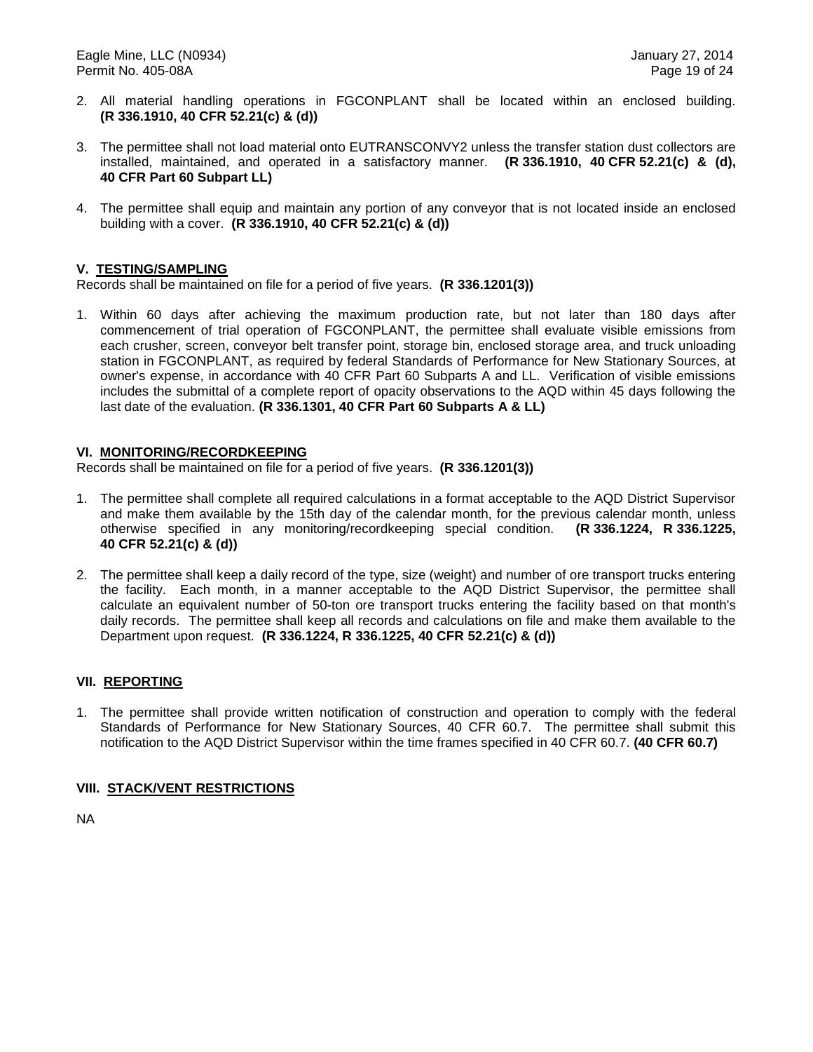2. All material handling operations in FGCONPLANT shall be located within an enclosed building. **(R 336.1910, 40 CFR 52.21(c) & (d))**

3. The permittee shall not load material onto EUTRANSCONVY2 unless the transfer station dust collectors are installed, maintained, and operated in a satisfactory manner. **(R 336.1910, 40 CFR 52.21(c) & (d), 40 CFR Part 60 Subpart LL)**

4. The permittee shall equip and maintain any portion of any conveyor that is not located inside an enclosed building with a cover. **(R 336.1910, 40 CFR 52.21(c) & (d))**

## V. TESTING/SAMPLING

Records shall be maintained on file for a period of five years. **(R 336.1201(3))**

1. Within 60 days after achieving the maximum production rate, but not later than 180 days after commencement of trial operation of FGCONPLANT, the permittee shall evaluate visible emissions from each crusher, screen, conveyor belt transfer point, storage bin, enclosed storage area, and truck unloading station in FGCONPLANT, as required by federal Standards of Performance for New Stationary Sources, at owner's expense, in accordance with 40 CFR Part 60 Subparts A and LL. Verification of visible emissions includes the submittal of a complete report of opacity observations to the AQD within 45 days following the last date of the evaluation. **(R 336.1301, 40 CFR Part 60 Subparts A & LL)**

## VI. MONITORING/RECORDKEEPING

Records shall be maintained on file for a period of five years. **(R 336.1201(3))**

1. The permittee shall complete all required calculations in a format acceptable to the AQD District Supervisor and make them available by the 15th day of the calendar month, for the previous calendar month, unless otherwise specified in any monitoring/recordkeeping special condition. **(R 336.1224, R 336.1225, 40 CFR 52.21(c) & (d))**

2. The permittee shall keep a daily record of the type, size (weight) and number of ore transport trucks entering the facility. Each month, in a manner acceptable to the AQD District Supervisor, the permittee shall calculate an equivalent number of 50-ton ore transport trucks entering the facility based on that month's daily records. The permittee shall keep all records and calculations on file and make them available to the Department upon request. **(R 336.1224, R 336.1225, 40 CFR 52.21(c) & (d))**

## VII. REPORTING

1. The permittee shall provide written notification of construction and operation to comply with the federal Standards of Performance for New Stationary Sources, 40 CFR 60.7. The permittee shall submit this notification to the AQD District Supervisor within the time frames specified in 40 CFR 60.7. **(40 CFR 60.7)**

## VIII. STACK/VENT RESTRICTIONS

NA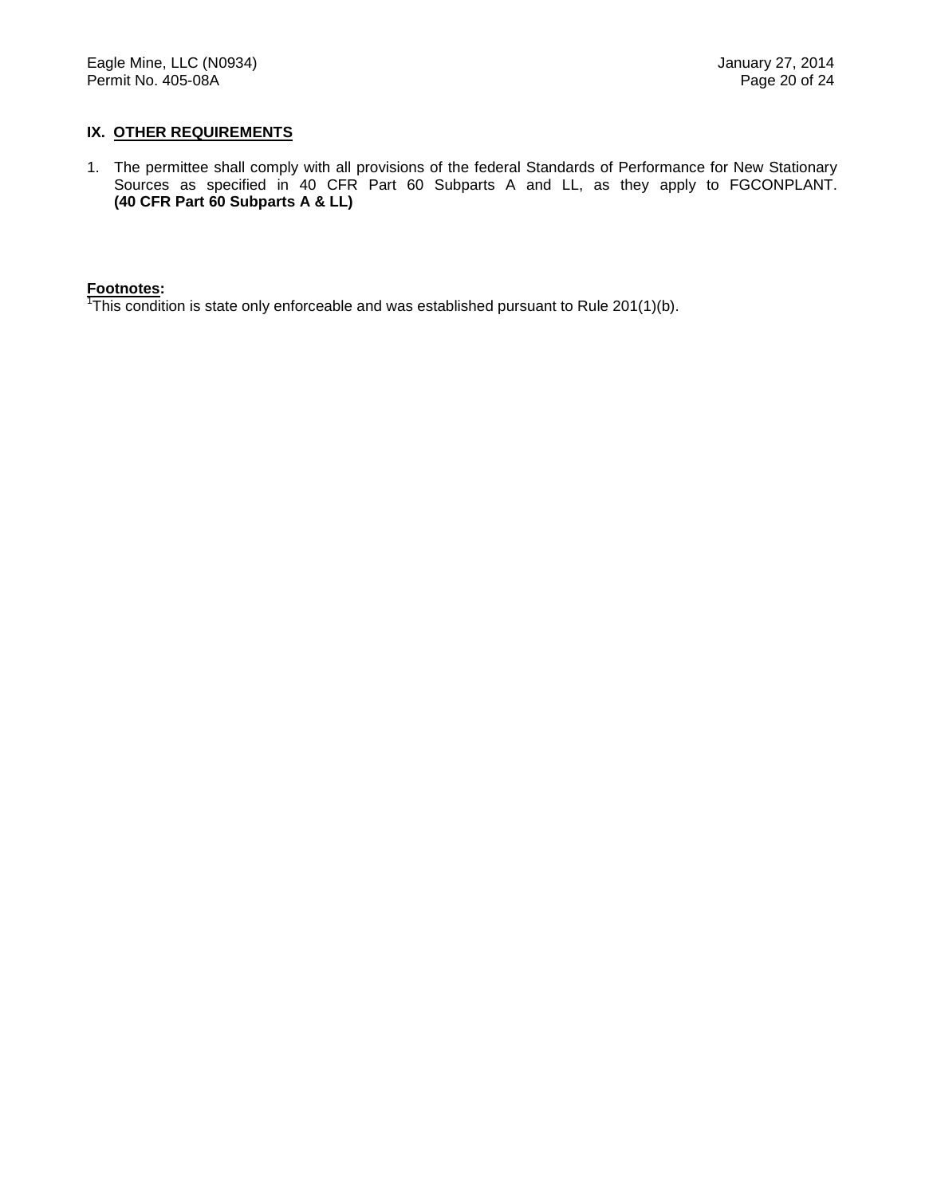## IX. OTHER REQUIREMENTS

1. The permittee shall comply with all provisions of the federal Standards of Performance for New Stationary Sources as specified in 40 CFR Part 60 Subparts A and LL, as they apply to FGCONPLANT. **(40 CFR Part 60 Subparts A & LL)**

**Footnotes:**

[1]This condition is state only enforceable and was established pursuant to Rule 201(1)(b).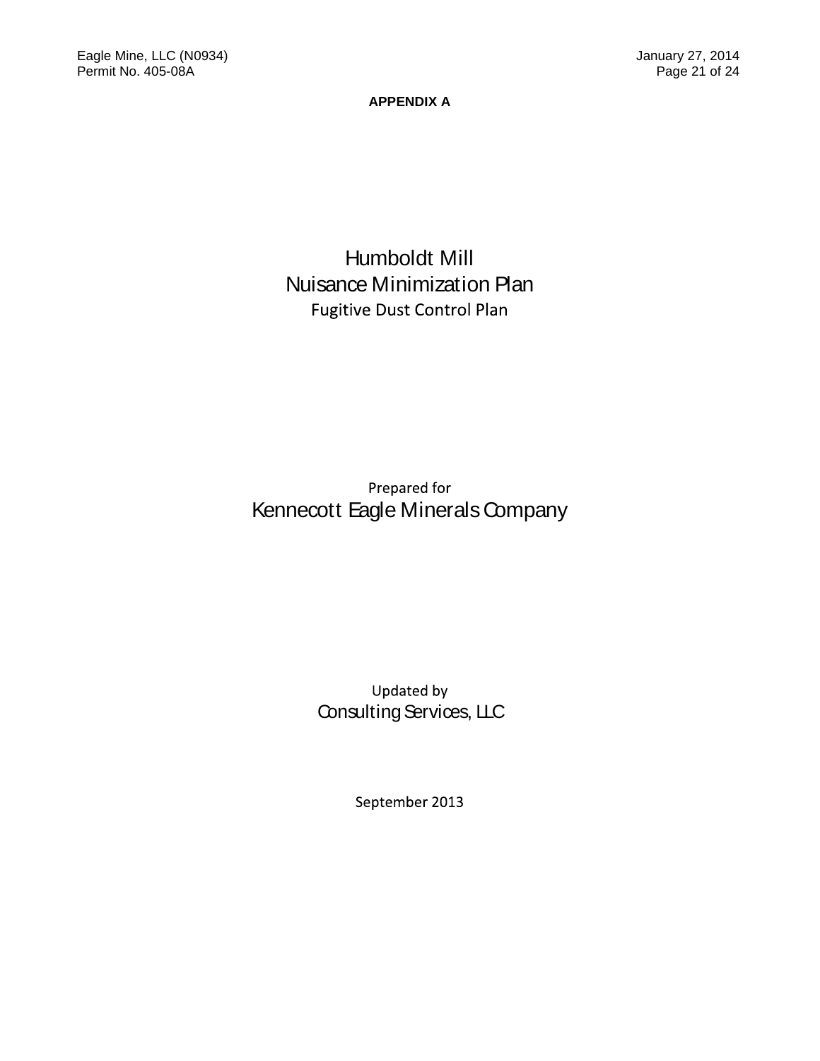**APPENDIX A**

# Humboldt Mill
# Nuisance Minimization Plan
## Fugitive Dust Control Plan

Prepared for

Kennecott Eagle Minerals Company

Updated by

Consulting Services, LLC

September 2013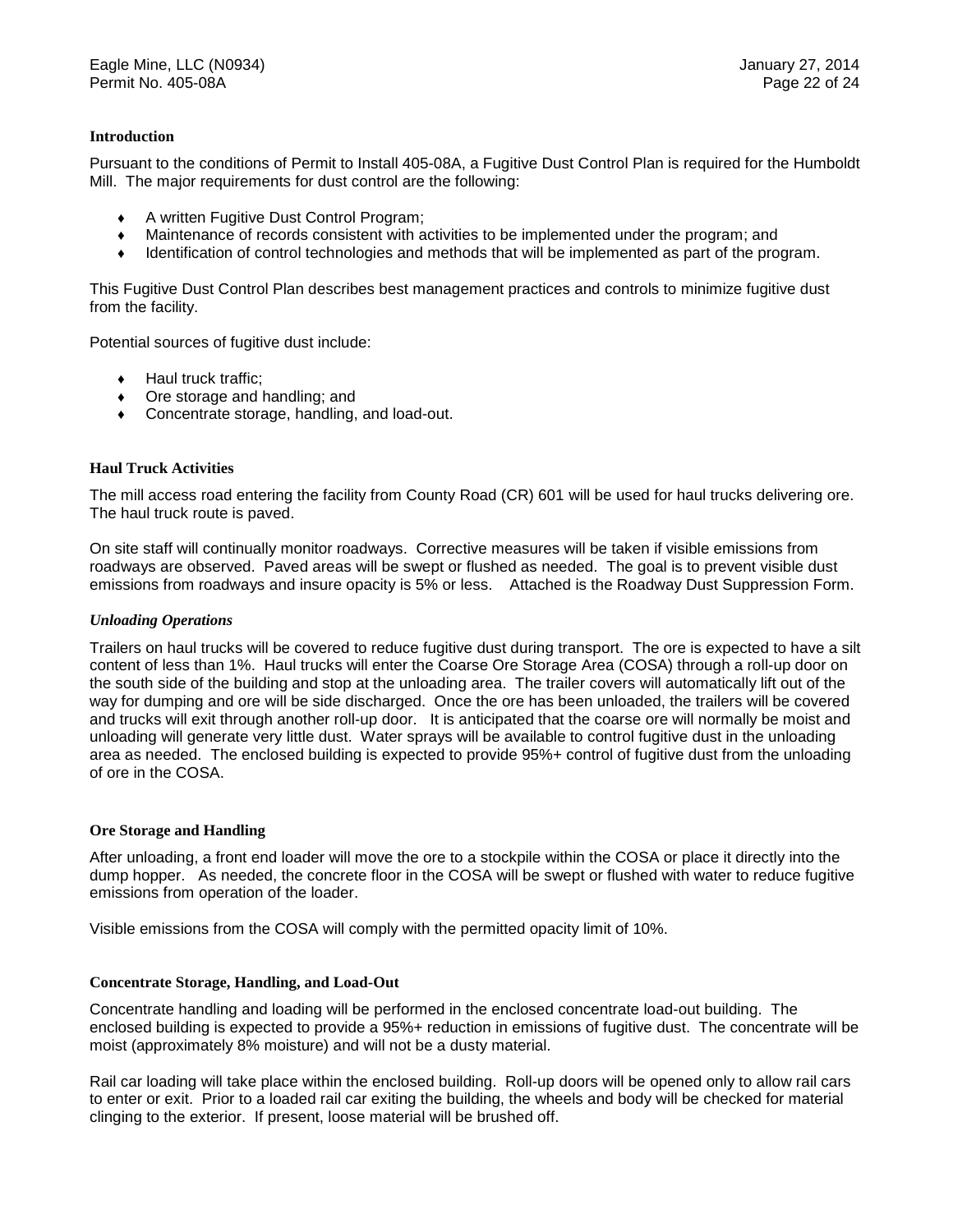## Introduction

Pursuant to the conditions of Permit to Install 405-08A, a Fugitive Dust Control Plan is required for the Humboldt Mill. The major requirements for dust control are the following:

- A written Fugitive Dust Control Program;
- Maintenance of records consistent with activities to be implemented under the program; and
- Identification of control technologies and methods that will be implemented as part of the program.

This Fugitive Dust Control Plan describes best management practices and controls to minimize fugitive dust from the facility.

Potential sources of fugitive dust include:

- Haul truck traffic;
- Ore storage and handling; and
- Concentrate storage, handling, and load-out.

## Haul Truck Activities

The mill access road entering the facility from County Road (CR) 601 will be used for haul trucks delivering ore. The haul truck route is paved.

On site staff will continually monitor roadways. Corrective measures will be taken if visible emissions from roadways are observed. Paved areas will be swept or flushed as needed. The goal is to prevent visible dust emissions from roadways and insure opacity is 5% or less. Attached is the Roadway Dust Suppression Form.

### *Unloading Operations*

Trailers on haul trucks will be covered to reduce fugitive dust during transport. The ore is expected to have a silt content of less than 1%. Haul trucks will enter the Coarse Ore Storage Area (COSA) through a roll-up door on the south side of the building and stop at the unloading area. The trailer covers will automatically lift out of the way for dumping and ore will be side discharged. Once the ore has been unloaded, the trailers will be covered and trucks will exit through another roll-up door. It is anticipated that the coarse ore will normally be moist and unloading will generate very little dust. Water sprays will be available to control fugitive dust in the unloading area as needed. The enclosed building is expected to provide 95%+ control of fugitive dust from the unloading of ore in the COSA.

## Ore Storage and Handling

After unloading, a front end loader will move the ore to a stockpile within the COSA or place it directly into the dump hopper. As needed, the concrete floor in the COSA will be swept or flushed with water to reduce fugitive emissions from operation of the loader.

Visible emissions from the COSA will comply with the permitted opacity limit of 10%.

## Concentrate Storage, Handling, and Load-Out

Concentrate handling and loading will be performed in the enclosed concentrate load-out building. The enclosed building is expected to provide a 95%+ reduction in emissions of fugitive dust. The concentrate will be moist (approximately 8% moisture) and will not be a dusty material.

Rail car loading will take place within the enclosed building. Roll-up doors will be opened only to allow rail cars to enter or exit. Prior to a loaded rail car exiting the building, the wheels and body will be checked for material clinging to the exterior. If present, loose material will be brushed off.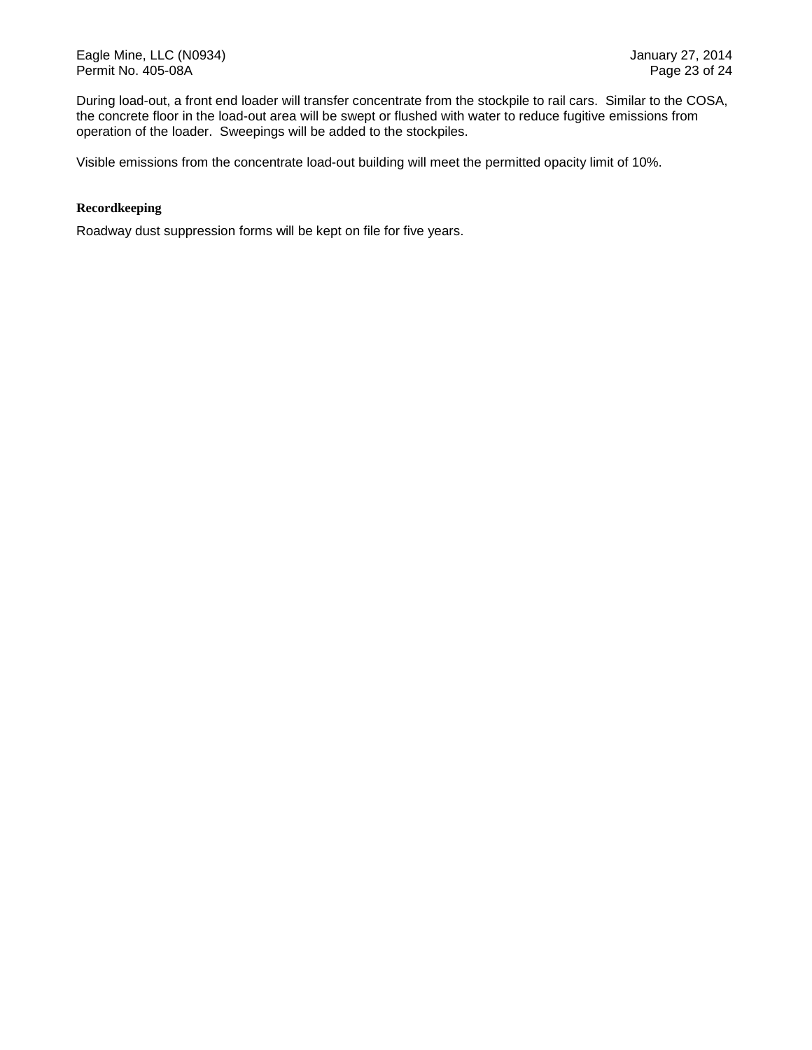During load-out, a front end loader will transfer concentrate from the stockpile to rail cars. Similar to the COSA, the concrete floor in the load-out area will be swept or flushed with water to reduce fugitive emissions from operation of the loader. Sweepings will be added to the stockpiles.

Visible emissions from the concentrate load-out building will meet the permitted opacity limit of 10%.

**Recordkeeping**

Roadway dust suppression forms will be kept on file for five years.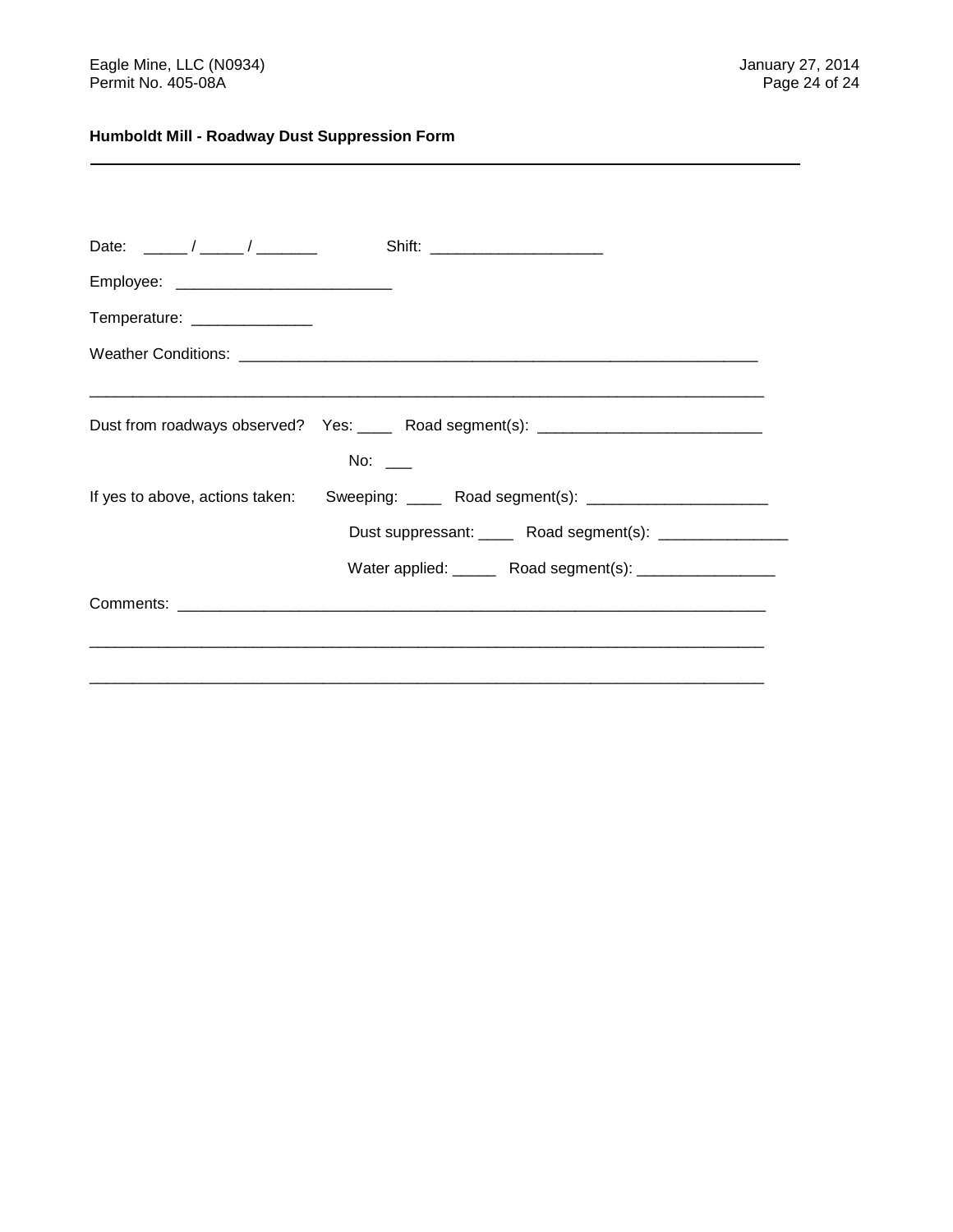**Humboldt Mill - Roadway Dust Suppression Form**

---

Date: _____ / _____ / _______ Shift: ____________________

Employee: _________________________

Temperature: ______________

Weather Conditions: ____________________________________________________________

_______________________________________________________________________________

Dust from roadways observed? Yes: ____ Road segment(s): _________________________

No: ___

If yes to above, actions taken: Sweeping: ____ Road segment(s): _____________________

Dust suppressant: ____ Road segment(s): _______________

Water applied: _____ Road segment(s): ________________

Comments: _____________________________________________________________________

_______________________________________________________________________________

_______________________________________________________________________________